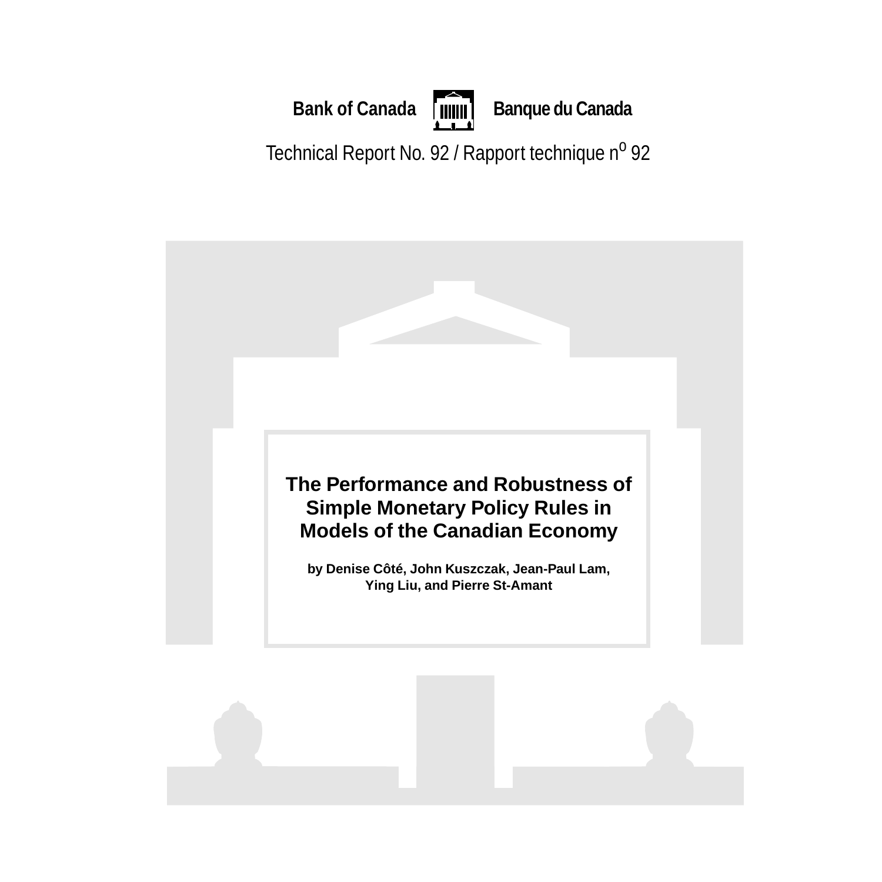Bank of Canada Banque du Canada

Technical Report No. 92 / Rapport technique n$^{o}$ 92

# The Performance and Robustness of Simple Monetary Policy Rules in Models of the Canadian Economy

**by Denise Côté, John Kuszczak, Jean-Paul Lam, Ying Liu, and Pierre St-Amant**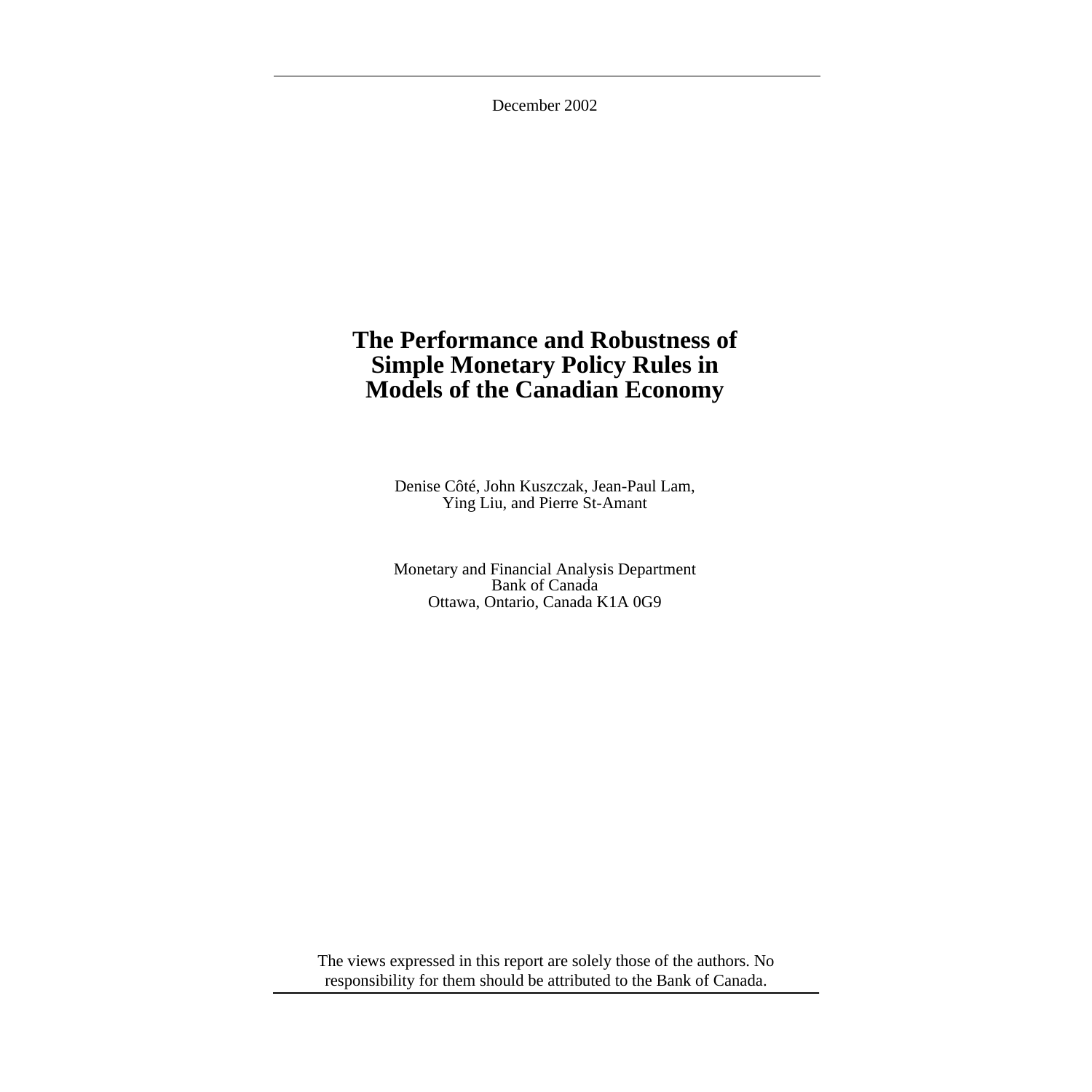December 2002

# The Performance and Robustness of Simple Monetary Policy Rules in Models of the Canadian Economy

Denise Côté, John Kuszczak, Jean-Paul Lam, Ying Liu, and Pierre St-Amant

Monetary and Financial Analysis Department
Bank of Canada
Ottawa, Ontario, Canada K1A 0G9

The views expressed in this report are solely those of the authors. No responsibility for them should be attributed to the Bank of Canada.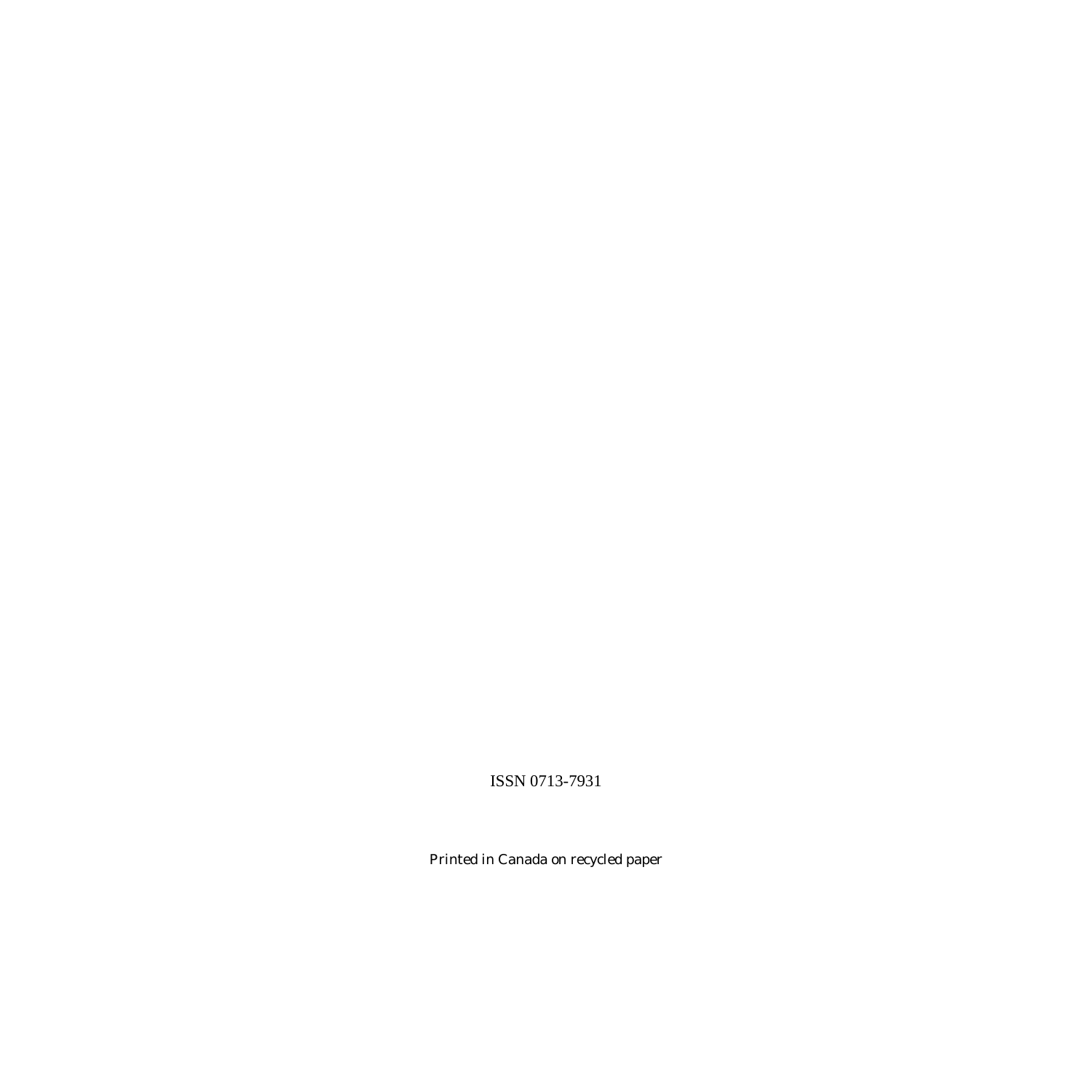ISSN 0713-7931

*Printed in Canada on recycled paper*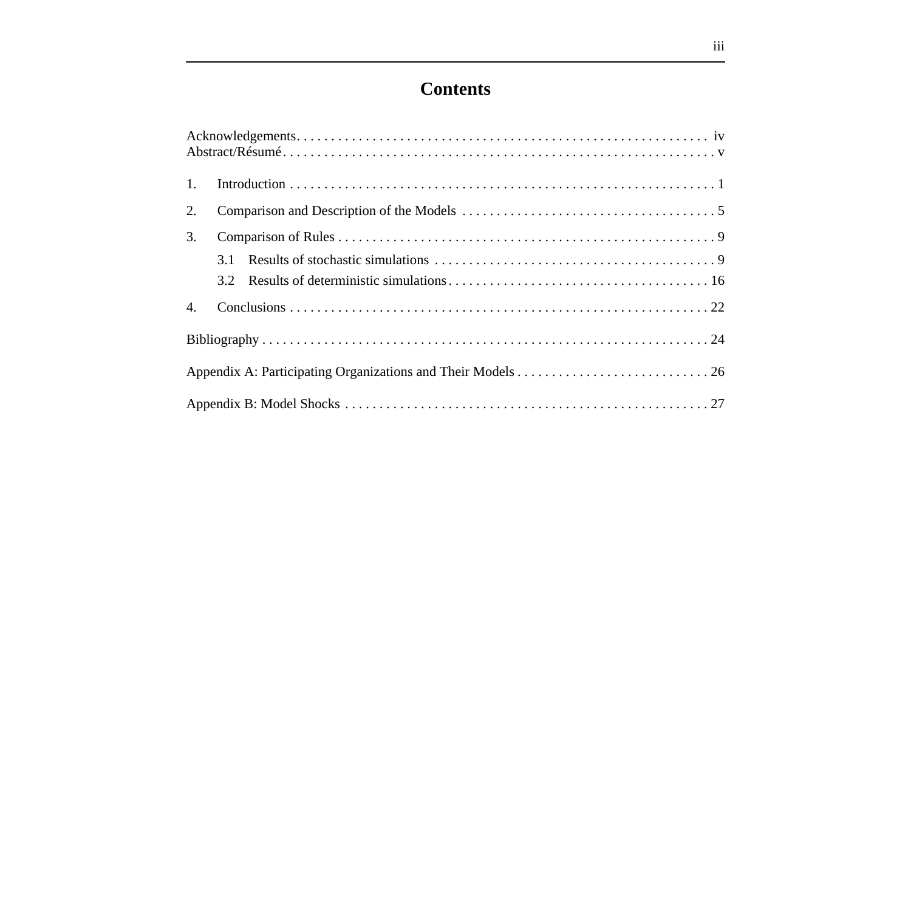# Contents

Acknowledgements . . . . . . . . . . . . . . . . . . . . . . . . . . . . . . . . . . . . . . . . . . . . . . . . . . . . . . . . . . . . iv
Abstract/Résumé . . . . . . . . . . . . . . . . . . . . . . . . . . . . . . . . . . . . . . . . . . . . . . . . . . . . . . . . . . . . . v

1. Introduction . . . . . . . . . . . . . . . . . . . . . . . . . . . . . . . . . . . . . . . . . . . . . . . . . . . . . . . . . . . . . 1

2. Comparison and Description of the Models . . . . . . . . . . . . . . . . . . . . . . . . . . . . . . . . . . . . . 5

3. Comparison of Rules . . . . . . . . . . . . . . . . . . . . . . . . . . . . . . . . . . . . . . . . . . . . . . . . . . . . . . . 9

   3.1 Results of stochastic simulations . . . . . . . . . . . . . . . . . . . . . . . . . . . . . . . . . . . . . . . . 9

   3.2 Results of deterministic simulations . . . . . . . . . . . . . . . . . . . . . . . . . . . . . . . . . . . . . 16

4. Conclusions . . . . . . . . . . . . . . . . . . . . . . . . . . . . . . . . . . . . . . . . . . . . . . . . . . . . . . . . . . . . 22

Bibliography . . . . . . . . . . . . . . . . . . . . . . . . . . . . . . . . . . . . . . . . . . . . . . . . . . . . . . . . . . . . . . 24

Appendix A: Participating Organizations and Their Models . . . . . . . . . . . . . . . . . . . . . . . . . . . . 26

Appendix B: Model Shocks . . . . . . . . . . . . . . . . . . . . . . . . . . . . . . . . . . . . . . . . . . . . . . . . . . . . 27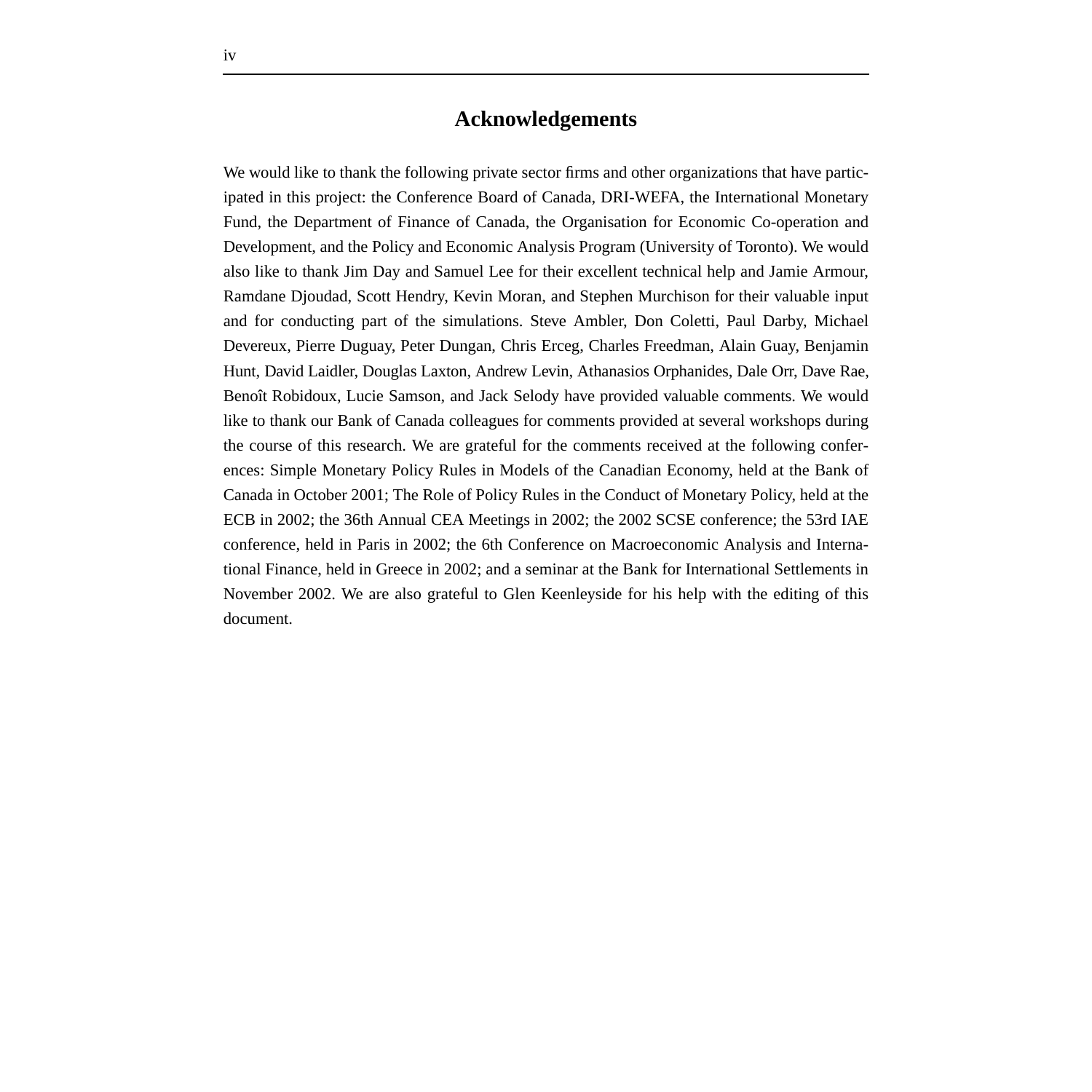## Acknowledgements

We would like to thank the following private sector firms and other organizations that have participated in this project: the Conference Board of Canada, DRI-WEFA, the International Monetary Fund, the Department of Finance of Canada, the Organisation for Economic Co-operation and Development, and the Policy and Economic Analysis Program (University of Toronto). We would also like to thank Jim Day and Samuel Lee for their excellent technical help and Jamie Armour, Ramdane Djoudad, Scott Hendry, Kevin Moran, and Stephen Murchison for their valuable input and for conducting part of the simulations. Steve Ambler, Don Coletti, Paul Darby, Michael Devereux, Pierre Duguay, Peter Dungan, Chris Erceg, Charles Freedman, Alain Guay, Benjamin Hunt, David Laidler, Douglas Laxton, Andrew Levin, Athanasios Orphanides, Dale Orr, Dave Rae, Benoît Robidoux, Lucie Samson, and Jack Selody have provided valuable comments. We would like to thank our Bank of Canada colleagues for comments provided at several workshops during the course of this research. We are grateful for the comments received at the following conferences: Simple Monetary Policy Rules in Models of the Canadian Economy, held at the Bank of Canada in October 2001; The Role of Policy Rules in the Conduct of Monetary Policy, held at the ECB in 2002; the 36th Annual CEA Meetings in 2002; the 2002 SCSE conference; the 53rd IAE conference, held in Paris in 2002; the 6th Conference on Macroeconomic Analysis and International Finance, held in Greece in 2002; and a seminar at the Bank for International Settlements in November 2002. We are also grateful to Glen Keenleyside for his help with the editing of this document.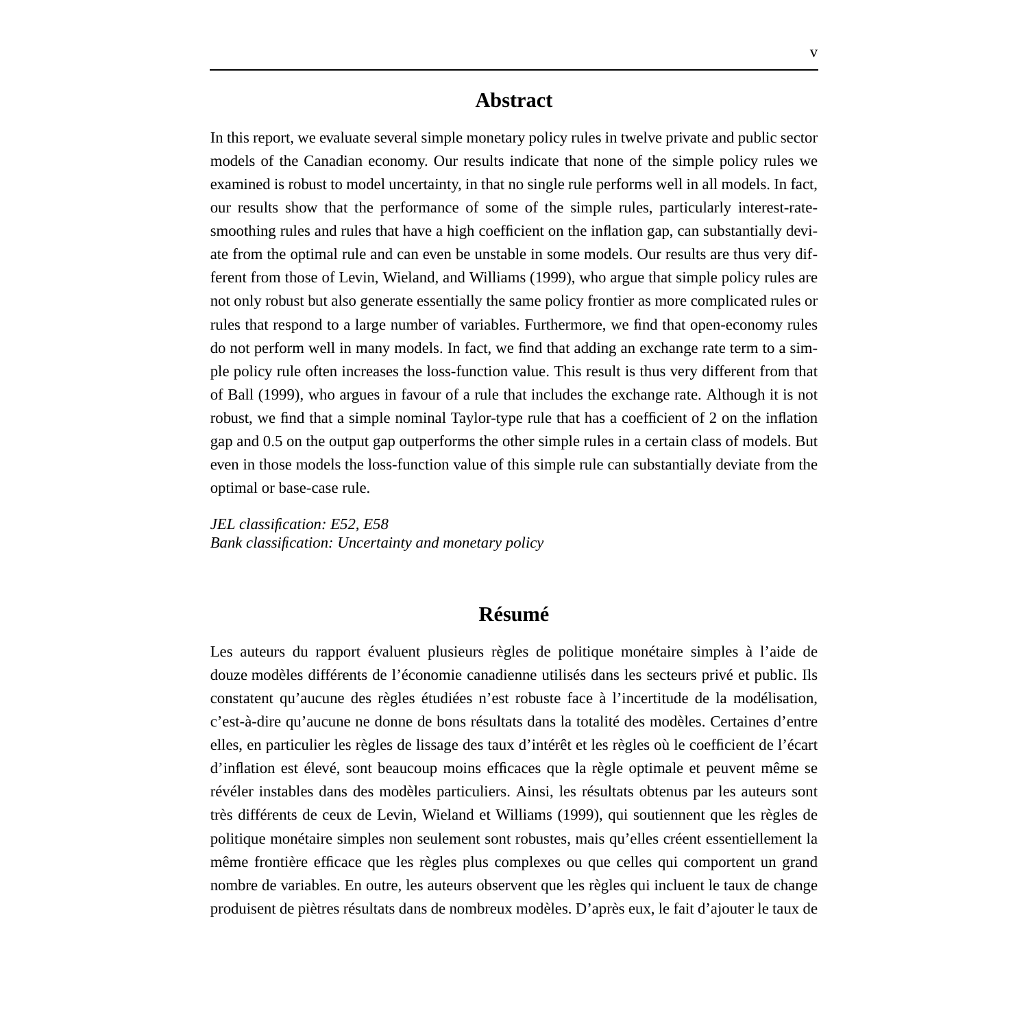## Abstract

In this report, we evaluate several simple monetary policy rules in twelve private and public sector models of the Canadian economy. Our results indicate that none of the simple policy rules we examined is robust to model uncertainty, in that no single rule performs well in all models. In fact, our results show that the performance of some of the simple rules, particularly interest-rate-smoothing rules and rules that have a high coefficient on the inflation gap, can substantially deviate from the optimal rule and can even be unstable in some models. Our results are thus very different from those of Levin, Wieland, and Williams (1999), who argue that simple policy rules are not only robust but also generate essentially the same policy frontier as more complicated rules or rules that respond to a large number of variables. Furthermore, we find that open-economy rules do not perform well in many models. In fact, we find that adding an exchange rate term to a simple policy rule often increases the loss-function value. This result is thus very different from that of Ball (1999), who argues in favour of a rule that includes the exchange rate. Although it is not robust, we find that a simple nominal Taylor-type rule that has a coefficient of 2 on the inflation gap and 0.5 on the output gap outperforms the other simple rules in a certain class of models. But even in those models the loss-function value of this simple rule can substantially deviate from the optimal or base-case rule.

*JEL classification: E52, E58*
*Bank classification: Uncertainty and monetary policy*

## Résumé

Les auteurs du rapport évaluent plusieurs règles de politique monétaire simples à l'aide de douze modèles différents de l'économie canadienne utilisés dans les secteurs privé et public. Ils constatent qu'aucune des règles étudiées n'est robuste face à l'incertitude de la modélisation, c'est-à-dire qu'aucune ne donne de bons résultats dans la totalité des modèles. Certaines d'entre elles, en particulier les règles de lissage des taux d'intérêt et les règles où le coefficient de l'écart d'inflation est élevé, sont beaucoup moins efficaces que la règle optimale et peuvent même se révéler instables dans des modèles particuliers. Ainsi, les résultats obtenus par les auteurs sont très différents de ceux de Levin, Wieland et Williams (1999), qui soutiennent que les règles de politique monétaire simples non seulement sont robustes, mais qu'elles créent essentiellement la même frontière efficace que les règles plus complexes ou que celles qui comportent un grand nombre de variables. En outre, les auteurs observent que les règles qui incluent le taux de change produisent de piètres résultats dans de nombreux modèles. D'après eux, le fait d'ajouter le taux de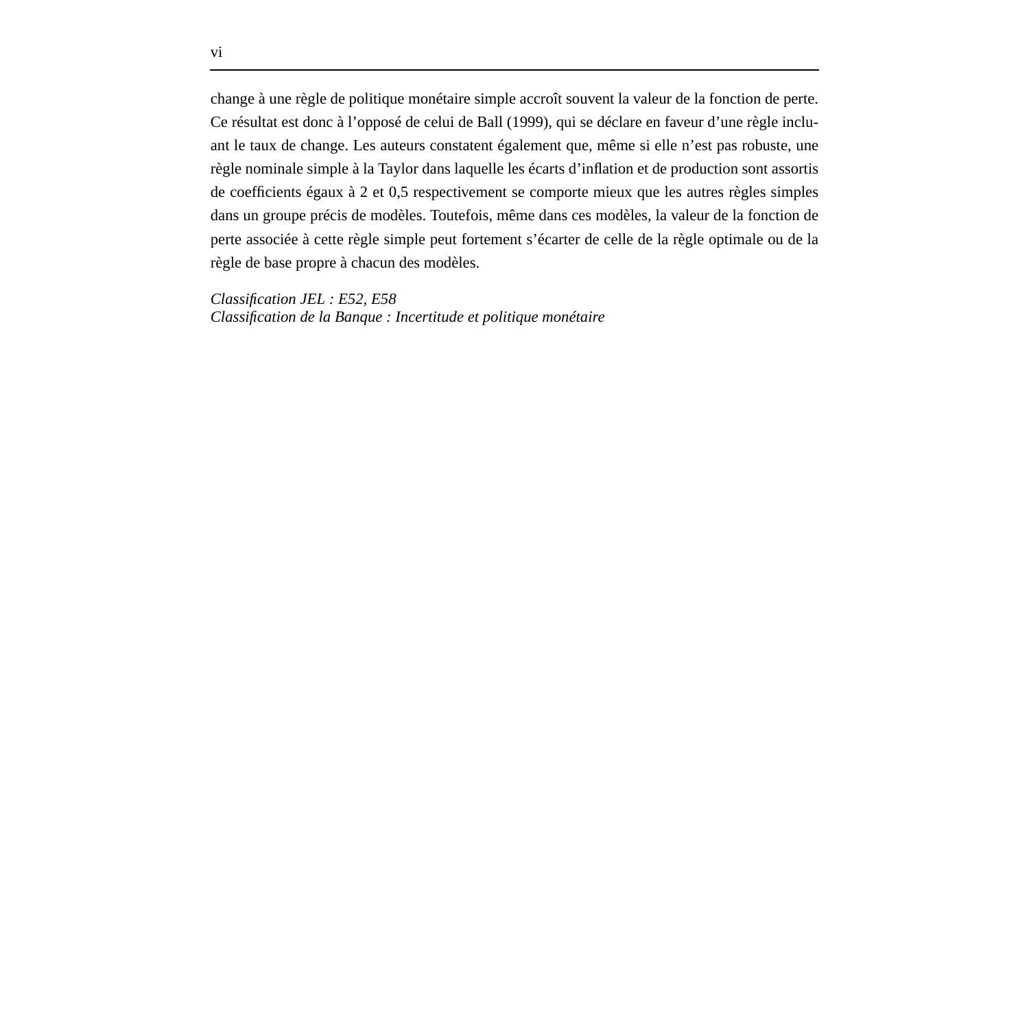change à une règle de politique monétaire simple accroît souvent la valeur de la fonction de perte. Ce résultat est donc à l'opposé de celui de Ball (1999), qui se déclare en faveur d'une règle incluant le taux de change. Les auteurs constatent également que, même si elle n'est pas robuste, une règle nominale simple à la Taylor dans laquelle les écarts d'inflation et de production sont assortis de coefficients égaux à 2 et 0,5 respectivement se comporte mieux que les autres règles simples dans un groupe précis de modèles. Toutefois, même dans ces modèles, la valeur de la fonction de perte associée à cette règle simple peut fortement s'écarter de celle de la règle optimale ou de la règle de base propre à chacun des modèles.

*Classification JEL : E52, E58*
*Classification de la Banque : Incertitude et politique monétaire*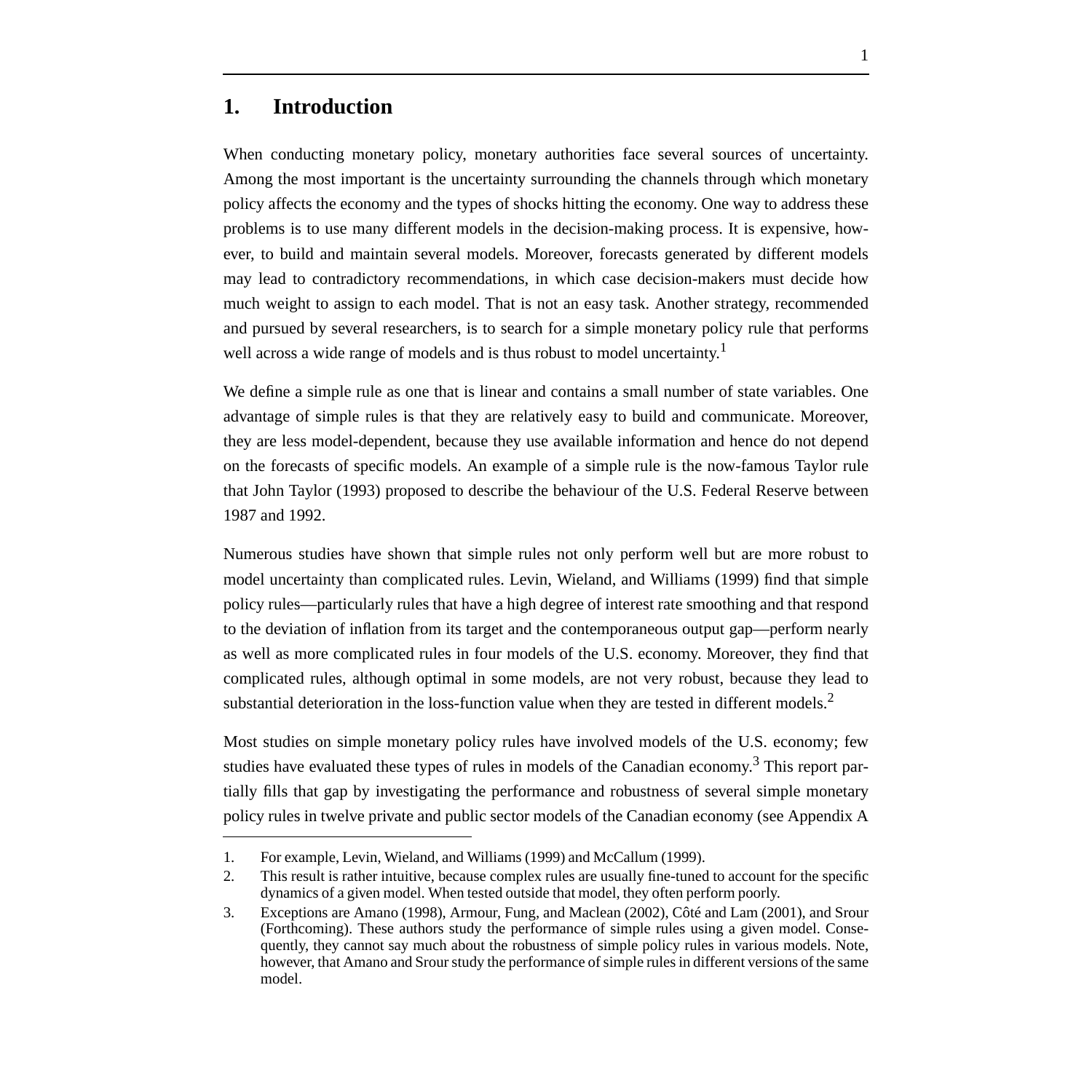# 1. Introduction

When conducting monetary policy, monetary authorities face several sources of uncertainty. Among the most important is the uncertainty surrounding the channels through which monetary policy affects the economy and the types of shocks hitting the economy. One way to address these problems is to use many different models in the decision-making process. It is expensive, however, to build and maintain several models. Moreover, forecasts generated by different models may lead to contradictory recommendations, in which case decision-makers must decide how much weight to assign to each model. That is not an easy task. Another strategy, recommended and pursued by several researchers, is to search for a simple monetary policy rule that performs well across a wide range of models and is thus robust to model uncertainty.[1]

We define a simple rule as one that is linear and contains a small number of state variables. One advantage of simple rules is that they are relatively easy to build and communicate. Moreover, they are less model-dependent, because they use available information and hence do not depend on the forecasts of specific models. An example of a simple rule is the now-famous Taylor rule that John Taylor (1993) proposed to describe the behaviour of the U.S. Federal Reserve between 1987 and 1992.

Numerous studies have shown that simple rules not only perform well but are more robust to model uncertainty than complicated rules. Levin, Wieland, and Williams (1999) find that simple policy rules—particularly rules that have a high degree of interest rate smoothing and that respond to the deviation of inflation from its target and the contemporaneous output gap—perform nearly as well as more complicated rules in four models of the U.S. economy. Moreover, they find that complicated rules, although optimal in some models, are not very robust, because they lead to substantial deterioration in the loss-function value when they are tested in different models.[2]

Most studies on simple monetary policy rules have involved models of the U.S. economy; few studies have evaluated these types of rules in models of the Canadian economy.[3] This report partially fills that gap by investigating the performance and robustness of several simple monetary policy rules in twelve private and public sector models of the Canadian economy (see Appendix A

---

1. For example, Levin, Wieland, and Williams (1999) and McCallum (1999).

2. This result is rather intuitive, because complex rules are usually fine-tuned to account for the specific dynamics of a given model. When tested outside that model, they often perform poorly.

3. Exceptions are Amano (1998), Armour, Fung, and Maclean (2002), Côté and Lam (2001), and Srour (Forthcoming). These authors study the performance of simple rules using a given model. Consequently, they cannot say much about the robustness of simple policy rules in various models. Note, however, that Amano and Srour study the performance of simple rules in different versions of the same model.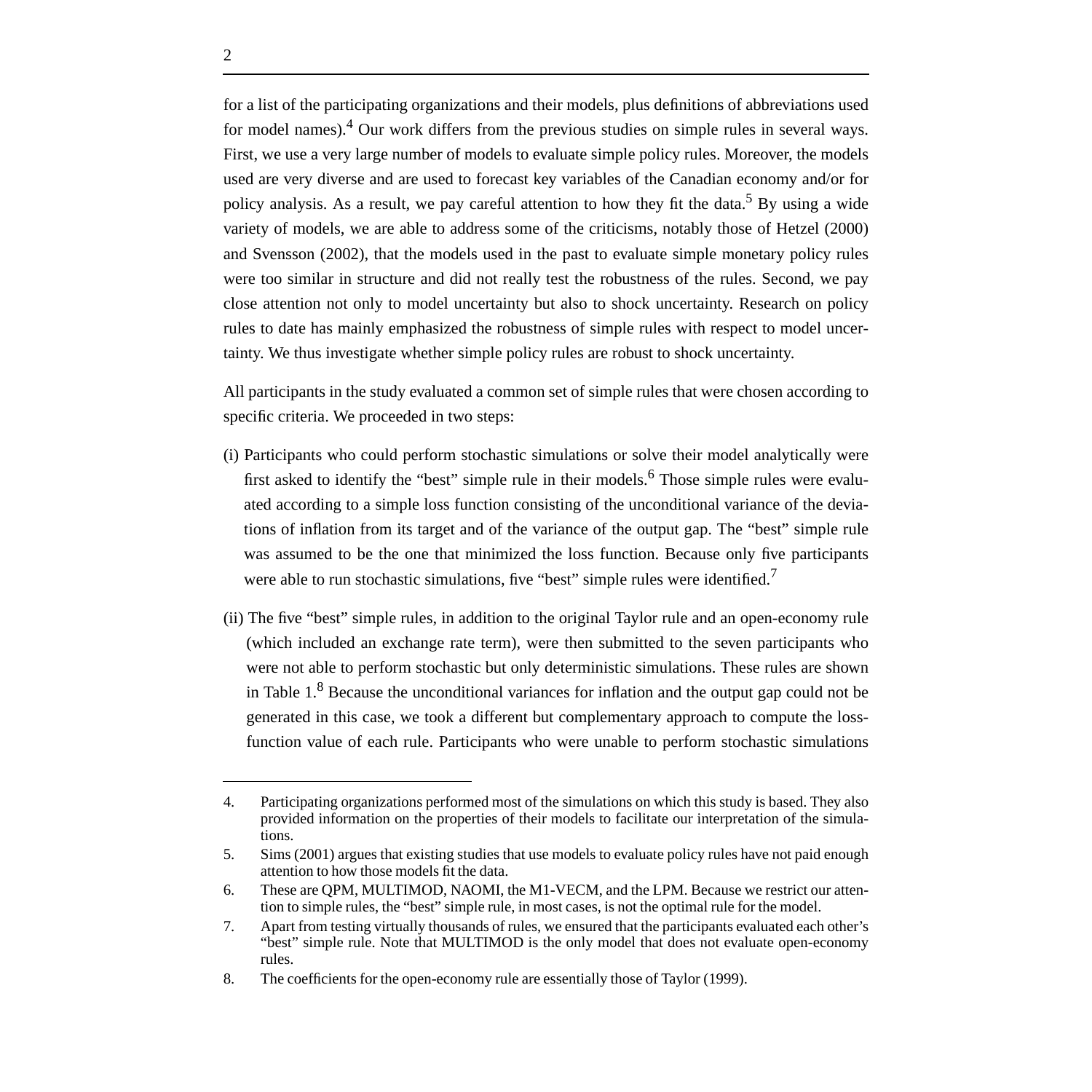for a list of the participating organizations and their models, plus definitions of abbreviations used for model names).[4] Our work differs from the previous studies on simple rules in several ways. First, we use a very large number of models to evaluate simple policy rules. Moreover, the models used are very diverse and are used to forecast key variables of the Canadian economy and/or for policy analysis. As a result, we pay careful attention to how they fit the data.[5] By using a wide variety of models, we are able to address some of the criticisms, notably those of Hetzel (2000) and Svensson (2002), that the models used in the past to evaluate simple monetary policy rules were too similar in structure and did not really test the robustness of the rules. Second, we pay close attention not only to model uncertainty but also to shock uncertainty. Research on policy rules to date has mainly emphasized the robustness of simple rules with respect to model uncertainty. We thus investigate whether simple policy rules are robust to shock uncertainty.

All participants in the study evaluated a common set of simple rules that were chosen according to specific criteria. We proceeded in two steps:

(i) Participants who could perform stochastic simulations or solve their model analytically were first asked to identify the "best" simple rule in their models.[6] Those simple rules were evaluated according to a simple loss function consisting of the unconditional variance of the deviations of inflation from its target and of the variance of the output gap. The "best" simple rule was assumed to be the one that minimized the loss function. Because only five participants were able to run stochastic simulations, five "best" simple rules were identified.[7]

(ii) The five "best" simple rules, in addition to the original Taylor rule and an open-economy rule (which included an exchange rate term), were then submitted to the seven participants who were not able to perform stochastic but only deterministic simulations. These rules are shown in Table 1.[8] Because the unconditional variances for inflation and the output gap could not be generated in this case, we took a different but complementary approach to compute the loss-function value of each rule. Participants who were unable to perform stochastic simulations

4. Participating organizations performed most of the simulations on which this study is based. They also provided information on the properties of their models to facilitate our interpretation of the simulations.

5. Sims (2001) argues that existing studies that use models to evaluate policy rules have not paid enough attention to how those models fit the data.

6. These are QPM, MULTIMOD, NAOMI, the M1-VECM, and the LPM. Because we restrict our attention to simple rules, the "best" simple rule, in most cases, is not the optimal rule for the model.

7. Apart from testing virtually thousands of rules, we ensured that the participants evaluated each other's "best" simple rule. Note that MULTIMOD is the only model that does not evaluate open-economy rules.

8. The coefficients for the open-economy rule are essentially those of Taylor (1999).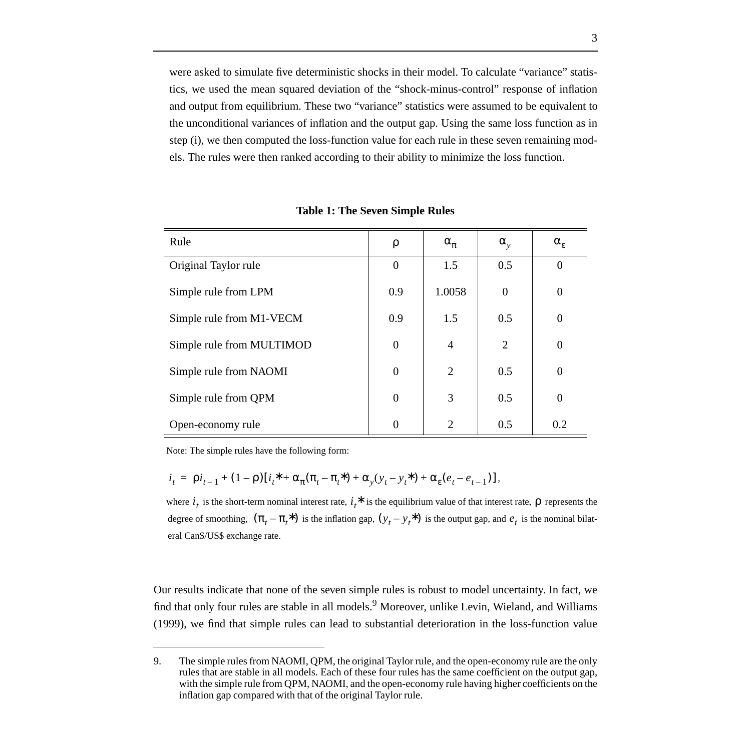were asked to simulate five deterministic shocks in their model. To calculate "variance" statistics, we used the mean squared deviation of the "shock-minus-control" response of inflation and output from equilibrium. These two "variance" statistics were assumed to be equivalent to the unconditional variances of inflation and the output gap. Using the same loss function as in step (i), we then computed the loss-function value for each rule in these seven remaining models. The rules were then ranked according to their ability to minimize the loss function.

**Table 1: The Seven Simple Rules**

| Rule | $\rho$ | $\alpha_\pi$ | $\alpha_y$ | $\alpha_\varepsilon$ |
|---|---|---|---|---|
| Original Taylor rule | 0 | 1.5 | 0.5 | 0 |
| Simple rule from LPM | 0.9 | 1.0058 | 0 | 0 |
| Simple rule from M1-VECM | 0.9 | 1.5 | 0.5 | 0 |
| Simple rule from MULTIMOD | 0 | 4 | 2 | 0 |
| Simple rule from NAOMI | 0 | 2 | 0.5 | 0 |
| Simple rule from QPM | 0 | 3 | 0.5 | 0 |
| Open-economy rule | 0 | 2 | 0.5 | 0.2 |

Note: The simple rules have the following form:

$$i_t = \rho i_{t-1} + (1-\rho)[i_t{*} + \alpha_\pi(\pi_t - \pi_t{*}) + \alpha_y(y_t - y_t{*}) + \alpha_\varepsilon(e_t - e_{t-1})],$$

where $i_t$ is the short-term nominal interest rate, $i_t{*}$ is the equilibrium value of that interest rate, $\rho$ represents the degree of smoothing, $(\pi_t - \pi_t{*})$ is the inflation gap, $(y_t - y_t{*})$ is the output gap, and $e_t$ is the nominal bilateral Can$/US$ exchange rate.

Our results indicate that none of the seven simple rules is robust to model uncertainty. In fact, we find that only four rules are stable in all models.[9] Moreover, unlike Levin, Wieland, and Williams (1999), we find that simple rules can lead to substantial deterioration in the loss-function value

9. The simple rules from NAOMI, QPM, the original Taylor rule, and the open-economy rule are the only rules that are stable in all models. Each of these four rules has the same coefficient on the output gap, with the simple rule from QPM, NAOMI, and the open-economy rule having higher coefficients on the inflation gap compared with that of the original Taylor rule.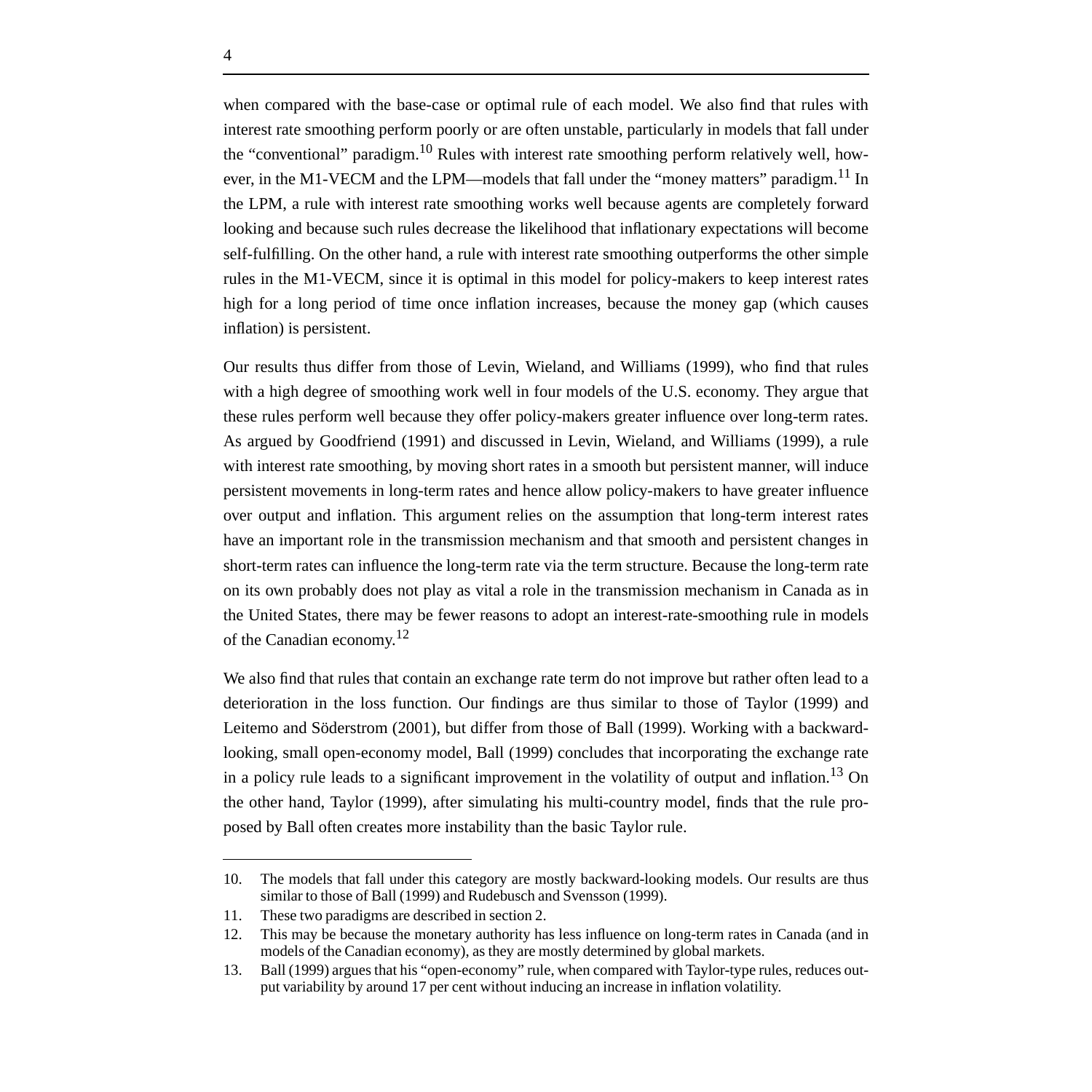when compared with the base-case or optimal rule of each model. We also find that rules with interest rate smoothing perform poorly or are often unstable, particularly in models that fall under the "conventional" paradigm.[10] Rules with interest rate smoothing perform relatively well, however, in the M1-VECM and the LPM—models that fall under the "money matters" paradigm.[11] In the LPM, a rule with interest rate smoothing works well because agents are completely forward looking and because such rules decrease the likelihood that inflationary expectations will become self-fulfilling. On the other hand, a rule with interest rate smoothing outperforms the other simple rules in the M1-VECM, since it is optimal in this model for policy-makers to keep interest rates high for a long period of time once inflation increases, because the money gap (which causes inflation) is persistent.

Our results thus differ from those of Levin, Wieland, and Williams (1999), who find that rules with a high degree of smoothing work well in four models of the U.S. economy. They argue that these rules perform well because they offer policy-makers greater influence over long-term rates. As argued by Goodfriend (1991) and discussed in Levin, Wieland, and Williams (1999), a rule with interest rate smoothing, by moving short rates in a smooth but persistent manner, will induce persistent movements in long-term rates and hence allow policy-makers to have greater influence over output and inflation. This argument relies on the assumption that long-term interest rates have an important role in the transmission mechanism and that smooth and persistent changes in short-term rates can influence the long-term rate via the term structure. Because the long-term rate on its own probably does not play as vital a role in the transmission mechanism in Canada as in the United States, there may be fewer reasons to adopt an interest-rate-smoothing rule in models of the Canadian economy.[12]

We also find that rules that contain an exchange rate term do not improve but rather often lead to a deterioration in the loss function. Our findings are thus similar to those of Taylor (1999) and Leitemo and Söderstrom (2001), but differ from those of Ball (1999). Working with a backward-looking, small open-economy model, Ball (1999) concludes that incorporating the exchange rate in a policy rule leads to a significant improvement in the volatility of output and inflation.[13] On the other hand, Taylor (1999), after simulating his multi-country model, finds that the rule proposed by Ball often creates more instability than the basic Taylor rule.

---

10. The models that fall under this category are mostly backward-looking models. Our results are thus similar to those of Ball (1999) and Rudebusch and Svensson (1999).

11. These two paradigms are described in section 2.

12. This may be because the monetary authority has less influence on long-term rates in Canada (and in models of the Canadian economy), as they are mostly determined by global markets.

13. Ball (1999) argues that his "open-economy" rule, when compared with Taylor-type rules, reduces output variability by around 17 per cent without inducing an increase in inflation volatility.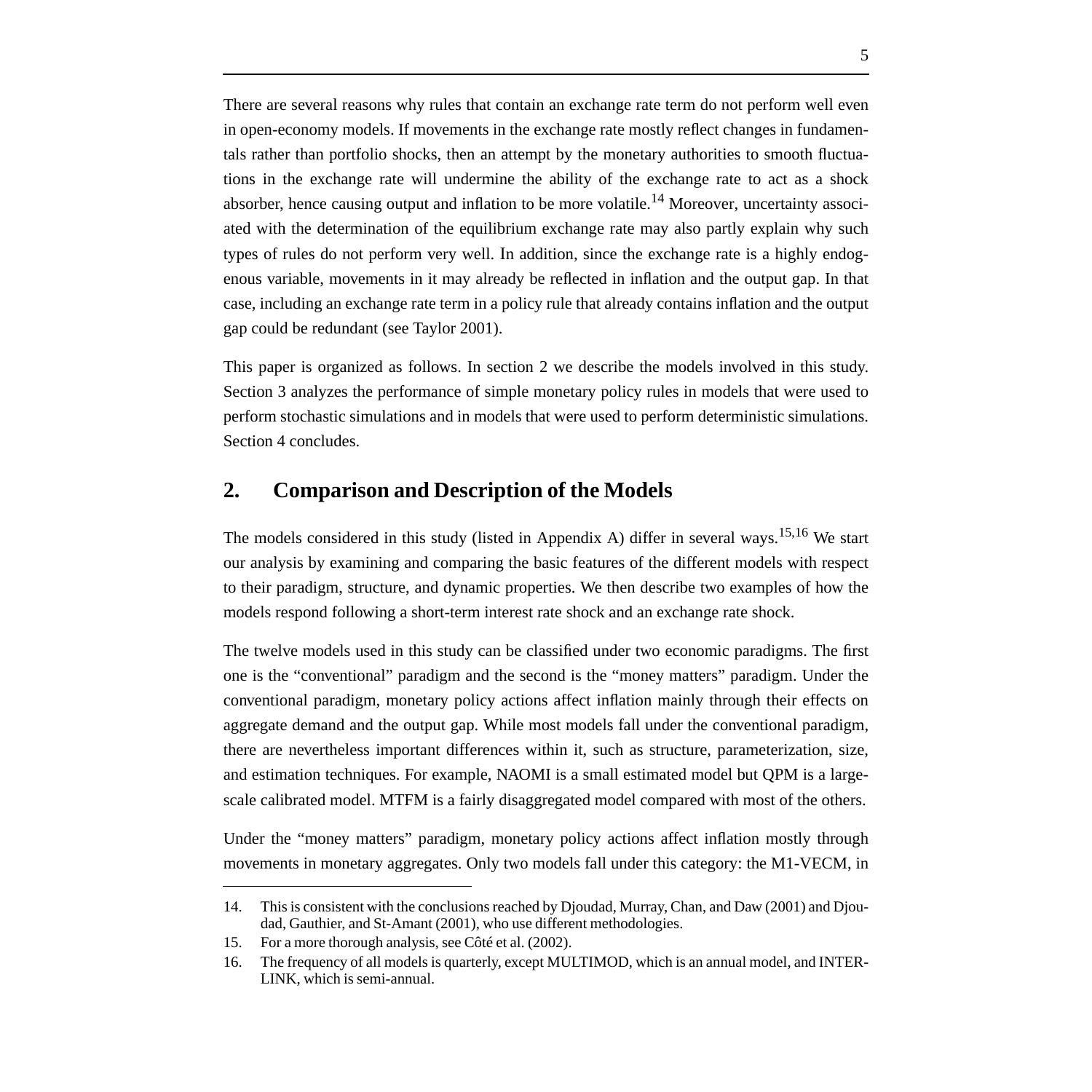There are several reasons why rules that contain an exchange rate term do not perform well even in open-economy models. If movements in the exchange rate mostly reflect changes in fundamentals rather than portfolio shocks, then an attempt by the monetary authorities to smooth fluctuations in the exchange rate will undermine the ability of the exchange rate to act as a shock absorber, hence causing output and inflation to be more volatile.[14] Moreover, uncertainty associated with the determination of the equilibrium exchange rate may also partly explain why such types of rules do not perform very well. In addition, since the exchange rate is a highly endogenous variable, movements in it may already be reflected in inflation and the output gap. In that case, including an exchange rate term in a policy rule that already contains inflation and the output gap could be redundant (see Taylor 2001).

This paper is organized as follows. In section 2 we describe the models involved in this study. Section 3 analyzes the performance of simple monetary policy rules in models that were used to perform stochastic simulations and in models that were used to perform deterministic simulations. Section 4 concludes.

## 2. Comparison and Description of the Models

The models considered in this study (listed in Appendix A) differ in several ways.[15,16] We start our analysis by examining and comparing the basic features of the different models with respect to their paradigm, structure, and dynamic properties. We then describe two examples of how the models respond following a short-term interest rate shock and an exchange rate shock.

The twelve models used in this study can be classified under two economic paradigms. The first one is the "conventional" paradigm and the second is the "money matters" paradigm. Under the conventional paradigm, monetary policy actions affect inflation mainly through their effects on aggregate demand and the output gap. While most models fall under the conventional paradigm, there are nevertheless important differences within it, such as structure, parameterization, size, and estimation techniques. For example, NAOMI is a small estimated model but QPM is a large-scale calibrated model. MTFM is a fairly disaggregated model compared with most of the others.

Under the "money matters" paradigm, monetary policy actions affect inflation mostly through movements in monetary aggregates. Only two models fall under this category: the M1-VECM, in

14. This is consistent with the conclusions reached by Djoudad, Murray, Chan, and Daw (2001) and Djoudad, Gauthier, and St-Amant (2001), who use different methodologies.

15. For a more thorough analysis, see Côté et al. (2002).

16. The frequency of all models is quarterly, except MULTIMOD, which is an annual model, and INTERLINK, which is semi-annual.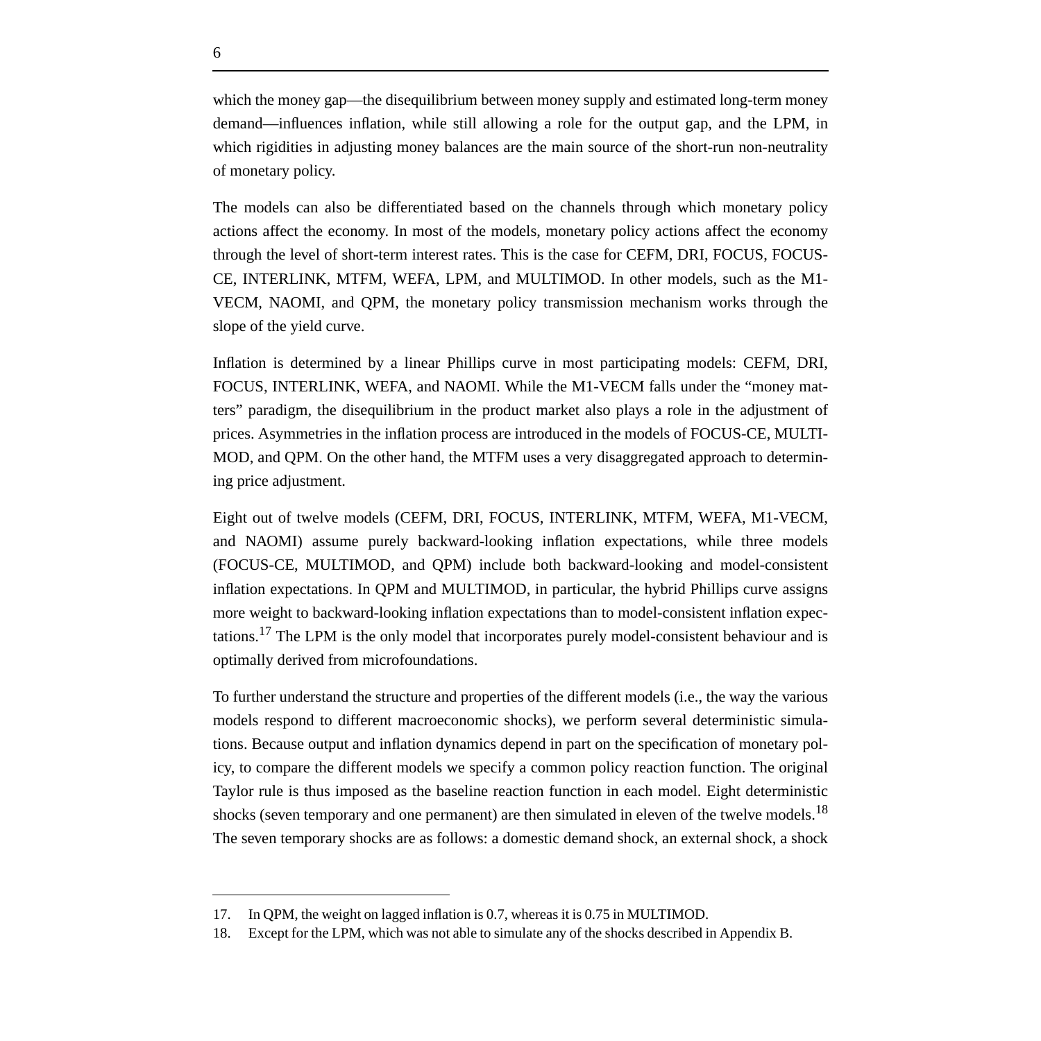which the money gap—the disequilibrium between money supply and estimated long-term money demand—influences inflation, while still allowing a role for the output gap, and the LPM, in which rigidities in adjusting money balances are the main source of the short-run non-neutrality of monetary policy.

The models can also be differentiated based on the channels through which monetary policy actions affect the economy. In most of the models, monetary policy actions affect the economy through the level of short-term interest rates. This is the case for CEFM, DRI, FOCUS, FOCUS-CE, INTERLINK, MTFM, WEFA, LPM, and MULTIMOD. In other models, such as the M1-VECM, NAOMI, and QPM, the monetary policy transmission mechanism works through the slope of the yield curve.

Inflation is determined by a linear Phillips curve in most participating models: CEFM, DRI, FOCUS, INTERLINK, WEFA, and NAOMI. While the M1-VECM falls under the "money matters" paradigm, the disequilibrium in the product market also plays a role in the adjustment of prices. Asymmetries in the inflation process are introduced in the models of FOCUS-CE, MULTIMOD, and QPM. On the other hand, the MTFM uses a very disaggregated approach to determining price adjustment.

Eight out of twelve models (CEFM, DRI, FOCUS, INTERLINK, MTFM, WEFA, M1-VECM, and NAOMI) assume purely backward-looking inflation expectations, while three models (FOCUS-CE, MULTIMOD, and QPM) include both backward-looking and model-consistent inflation expectations. In QPM and MULTIMOD, in particular, the hybrid Phillips curve assigns more weight to backward-looking inflation expectations than to model-consistent inflation expectations.[17] The LPM is the only model that incorporates purely model-consistent behaviour and is optimally derived from microfoundations.

To further understand the structure and properties of the different models (i.e., the way the various models respond to different macroeconomic shocks), we perform several deterministic simulations. Because output and inflation dynamics depend in part on the specification of monetary policy, to compare the different models we specify a common policy reaction function. The original Taylor rule is thus imposed as the baseline reaction function in each model. Eight deterministic shocks (seven temporary and one permanent) are then simulated in eleven of the twelve models.[18] The seven temporary shocks are as follows: a domestic demand shock, an external shock, a shock

---

17. In QPM, the weight on lagged inflation is 0.7, whereas it is 0.75 in MULTIMOD.
18. Except for the LPM, which was not able to simulate any of the shocks described in Appendix B.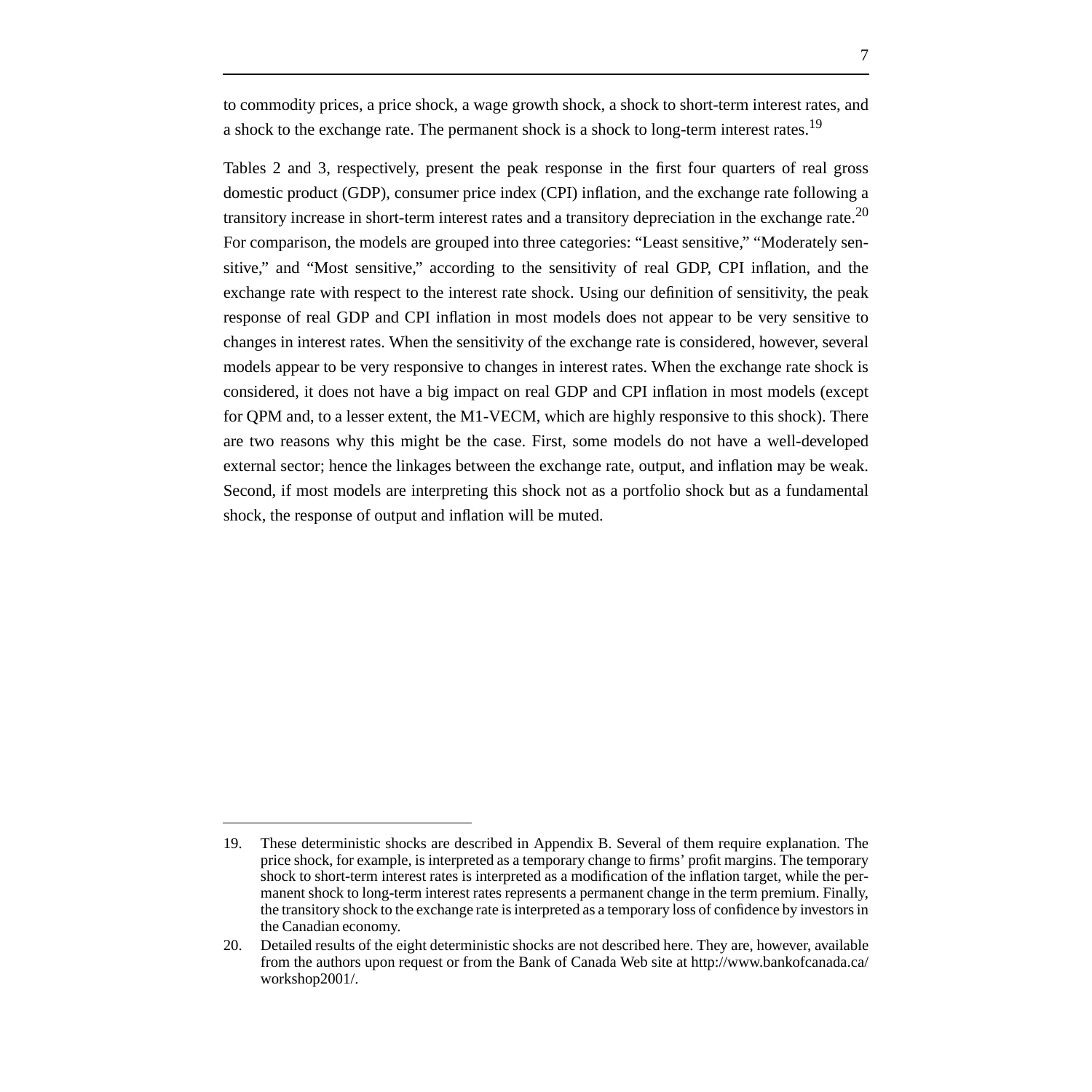to commodity prices, a price shock, a wage growth shock, a shock to short-term interest rates, and a shock to the exchange rate. The permanent shock is a shock to long-term interest rates.[19]

Tables 2 and 3, respectively, present the peak response in the first four quarters of real gross domestic product (GDP), consumer price index (CPI) inflation, and the exchange rate following a transitory increase in short-term interest rates and a transitory depreciation in the exchange rate.[20] For comparison, the models are grouped into three categories: "Least sensitive," "Moderately sensitive," and "Most sensitive," according to the sensitivity of real GDP, CPI inflation, and the exchange rate with respect to the interest rate shock. Using our definition of sensitivity, the peak response of real GDP and CPI inflation in most models does not appear to be very sensitive to changes in interest rates. When the sensitivity of the exchange rate is considered, however, several models appear to be very responsive to changes in interest rates. When the exchange rate shock is considered, it does not have a big impact on real GDP and CPI inflation in most models (except for QPM and, to a lesser extent, the M1-VECM, which are highly responsive to this shock). There are two reasons why this might be the case. First, some models do not have a well-developed external sector; hence the linkages between the exchange rate, output, and inflation may be weak. Second, if most models are interpreting this shock not as a portfolio shock but as a fundamental shock, the response of output and inflation will be muted.

---

19. These deterministic shocks are described in Appendix B. Several of them require explanation. The price shock, for example, is interpreted as a temporary change to firms' profit margins. The temporary shock to short-term interest rates is interpreted as a modification of the inflation target, while the permanent shock to long-term interest rates represents a permanent change in the term premium. Finally, the transitory shock to the exchange rate is interpreted as a temporary loss of confidence by investors in the Canadian economy.

20. Detailed results of the eight deterministic shocks are not described here. They are, however, available from the authors upon request or from the Bank of Canada Web site at http://www.bankofcanada.ca/workshop2001/.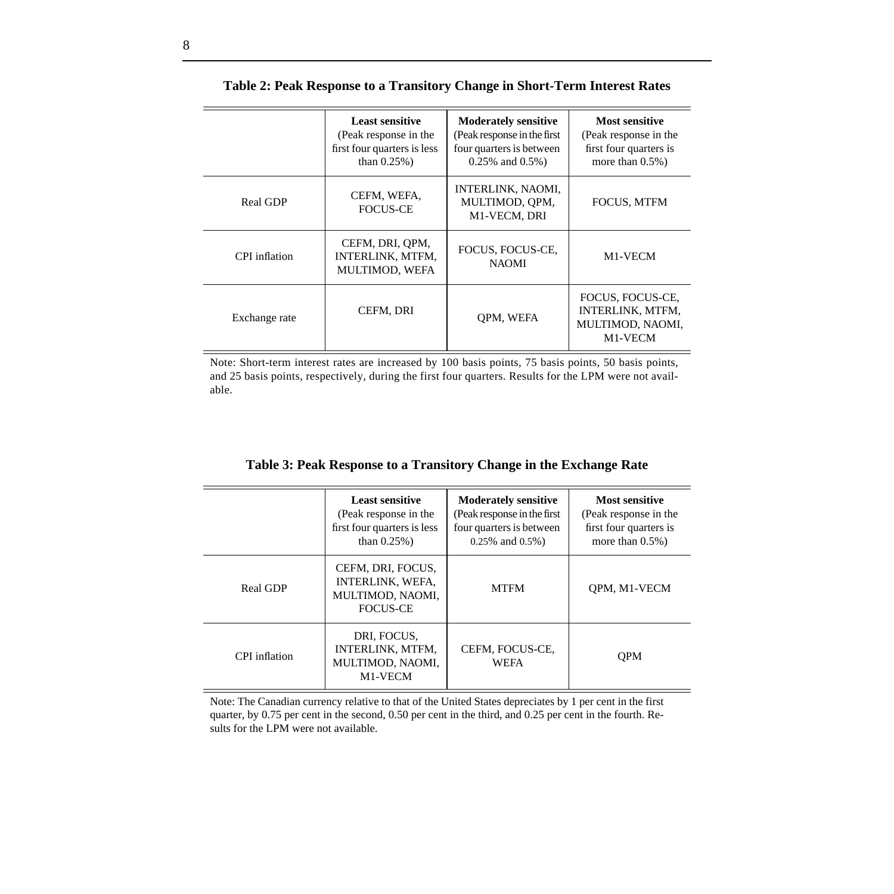**Table 2: Peak Response to a Transitory Change in Short-Term Interest Rates**

| | **Least sensitive** (Peak response in the first four quarters is less than 0.25%) | **Moderately sensitive** (Peak response in the first four quarters is between 0.25% and 0.5%) | **Most sensitive** (Peak response in the first four quarters is more than 0.5%) |
|---|---|---|---|
| Real GDP | CEFM, WEFA, FOCUS-CE | INTERLINK, NAOMI, MULTIMOD, QPM, M1-VECM, DRI | FOCUS, MTFM |
| CPI inflation | CEFM, DRI, QPM, INTERLINK, MTFM, MULTIMOD, WEFA | FOCUS, FOCUS-CE, NAOMI | M1-VECM |
| Exchange rate | CEFM, DRI | QPM, WEFA | FOCUS, FOCUS-CE, INTERLINK, MTFM, MULTIMOD, NAOMI, M1-VECM |

Note: Short-term interest rates are increased by 100 basis points, 75 basis points, 50 basis points, and 25 basis points, respectively, during the first four quarters. Results for the LPM were not available.

**Table 3: Peak Response to a Transitory Change in the Exchange Rate**

| | **Least sensitive** (Peak response in the first four quarters is less than 0.25%) | **Moderately sensitive** (Peak response in the first four quarters is between 0.25% and 0.5%) | **Most sensitive** (Peak response in the first four quarters is more than 0.5%) |
|---|---|---|---|
| Real GDP | CEFM, DRI, FOCUS, INTERLINK, WEFA, MULTIMOD, NAOMI, FOCUS-CE | MTFM | QPM, M1-VECM |
| CPI inflation | DRI, FOCUS, INTERLINK, MTFM, MULTIMOD, NAOMI, M1-VECM | CEFM, FOCUS-CE, WEFA | QPM |

Note: The Canadian currency relative to that of the United States depreciates by 1 per cent in the first quarter, by 0.75 per cent in the second, 0.50 per cent in the third, and 0.25 per cent in the fourth. Results for the LPM were not available.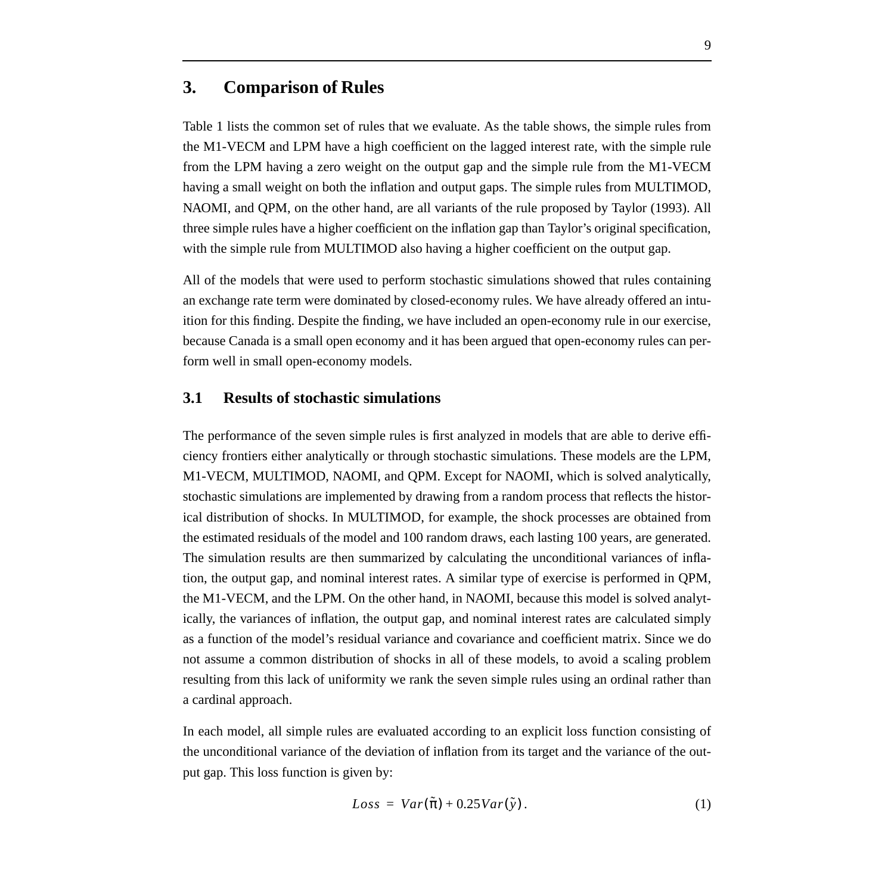## 3. Comparison of Rules

Table 1 lists the common set of rules that we evaluate. As the table shows, the simple rules from the M1-VECM and LPM have a high coefficient on the lagged interest rate, with the simple rule from the LPM having a zero weight on the output gap and the simple rule from the M1-VECM having a small weight on both the inflation and output gaps. The simple rules from MULTIMOD, NAOMI, and QPM, on the other hand, are all variants of the rule proposed by Taylor (1993). All three simple rules have a higher coefficient on the inflation gap than Taylor's original specification, with the simple rule from MULTIMOD also having a higher coefficient on the output gap.

All of the models that were used to perform stochastic simulations showed that rules containing an exchange rate term were dominated by closed-economy rules. We have already offered an intuition for this finding. Despite the finding, we have included an open-economy rule in our exercise, because Canada is a small open economy and it has been argued that open-economy rules can perform well in small open-economy models.

### 3.1 Results of stochastic simulations

The performance of the seven simple rules is first analyzed in models that are able to derive efficiency frontiers either analytically or through stochastic simulations. These models are the LPM, M1-VECM, MULTIMOD, NAOMI, and QPM. Except for NAOMI, which is solved analytically, stochastic simulations are implemented by drawing from a random process that reflects the historical distribution of shocks. In MULTIMOD, for example, the shock processes are obtained from the estimated residuals of the model and 100 random draws, each lasting 100 years, are generated. The simulation results are then summarized by calculating the unconditional variances of inflation, the output gap, and nominal interest rates. A similar type of exercise is performed in QPM, the M1-VECM, and the LPM. On the other hand, in NAOMI, because this model is solved analytically, the variances of inflation, the output gap, and nominal interest rates are calculated simply as a function of the model's residual variance and covariance and coefficient matrix. Since we do not assume a common distribution of shocks in all of these models, to avoid a scaling problem resulting from this lack of uniformity we rank the seven simple rules using an ordinal rather than a cardinal approach.

In each model, all simple rules are evaluated according to an explicit loss function consisting of the unconditional variance of the deviation of inflation from its target and the variance of the output gap. This loss function is given by:

$$Loss = Var(\tilde{\pi}) + 0.25Var(\tilde{y}). \tag{1}$$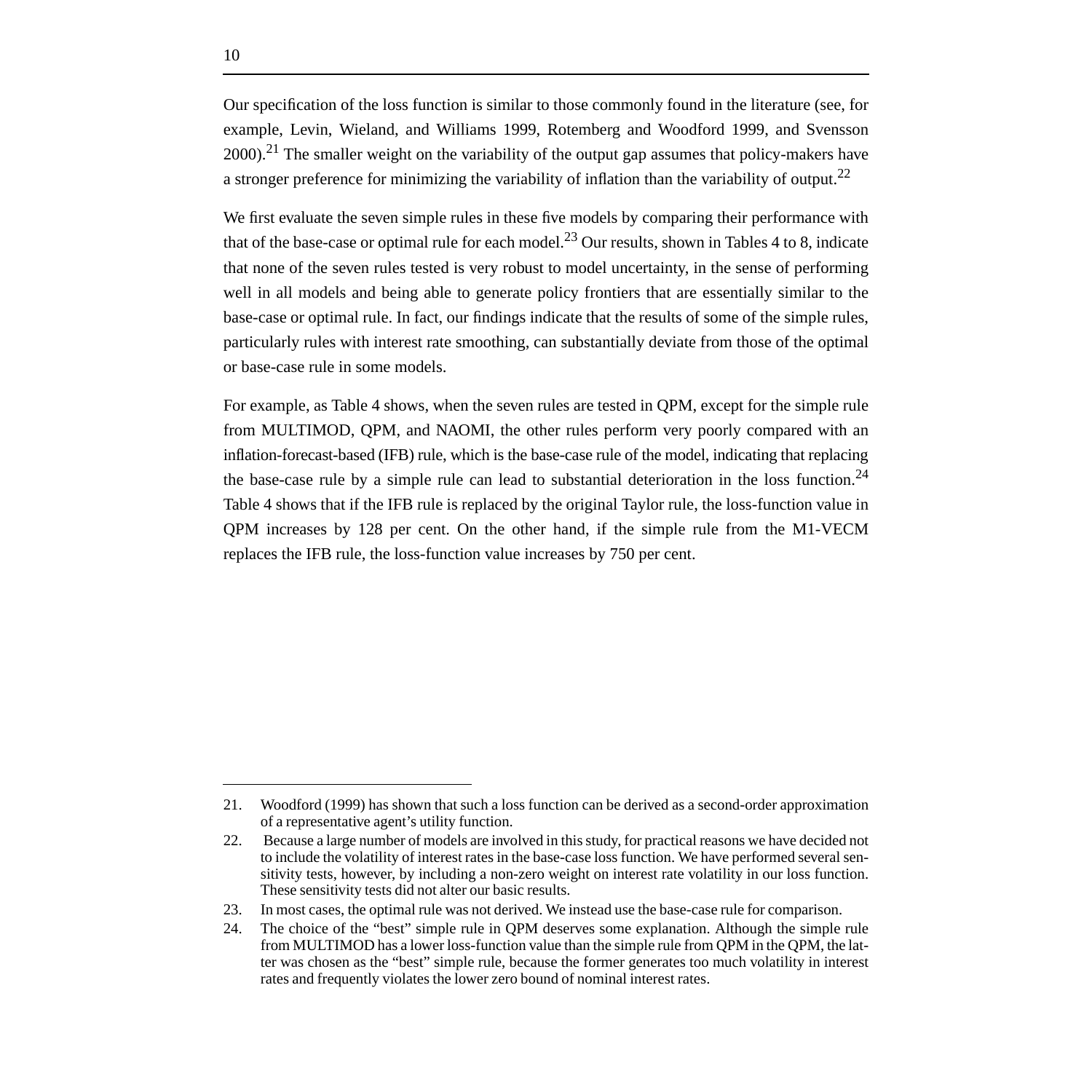Our specification of the loss function is similar to those commonly found in the literature (see, for example, Levin, Wieland, and Williams 1999, Rotemberg and Woodford 1999, and Svensson 2000).[21] The smaller weight on the variability of the output gap assumes that policy-makers have a stronger preference for minimizing the variability of inflation than the variability of output.[22]

We first evaluate the seven simple rules in these five models by comparing their performance with that of the base-case or optimal rule for each model.[23] Our results, shown in Tables 4 to 8, indicate that none of the seven rules tested is very robust to model uncertainty, in the sense of performing well in all models and being able to generate policy frontiers that are essentially similar to the base-case or optimal rule. In fact, our findings indicate that the results of some of the simple rules, particularly rules with interest rate smoothing, can substantially deviate from those of the optimal or base-case rule in some models.

For example, as Table 4 shows, when the seven rules are tested in QPM, except for the simple rule from MULTIMOD, QPM, and NAOMI, the other rules perform very poorly compared with an inflation-forecast-based (IFB) rule, which is the base-case rule of the model, indicating that replacing the base-case rule by a simple rule can lead to substantial deterioration in the loss function.[24] Table 4 shows that if the IFB rule is replaced by the original Taylor rule, the loss-function value in QPM increases by 128 per cent. On the other hand, if the simple rule from the M1-VECM replaces the IFB rule, the loss-function value increases by 750 per cent.

---

21. Woodford (1999) has shown that such a loss function can be derived as a second-order approximation of a representative agent's utility function.

22. Because a large number of models are involved in this study, for practical reasons we have decided not to include the volatility of interest rates in the base-case loss function. We have performed several sensitivity tests, however, by including a non-zero weight on interest rate volatility in our loss function. These sensitivity tests did not alter our basic results.

23. In most cases, the optimal rule was not derived. We instead use the base-case rule for comparison.

24. The choice of the "best" simple rule in QPM deserves some explanation. Although the simple rule from MULTIMOD has a lower loss-function value than the simple rule from QPM in the QPM, the latter was chosen as the "best" simple rule, because the former generates too much volatility in interest rates and frequently violates the lower zero bound of nominal interest rates.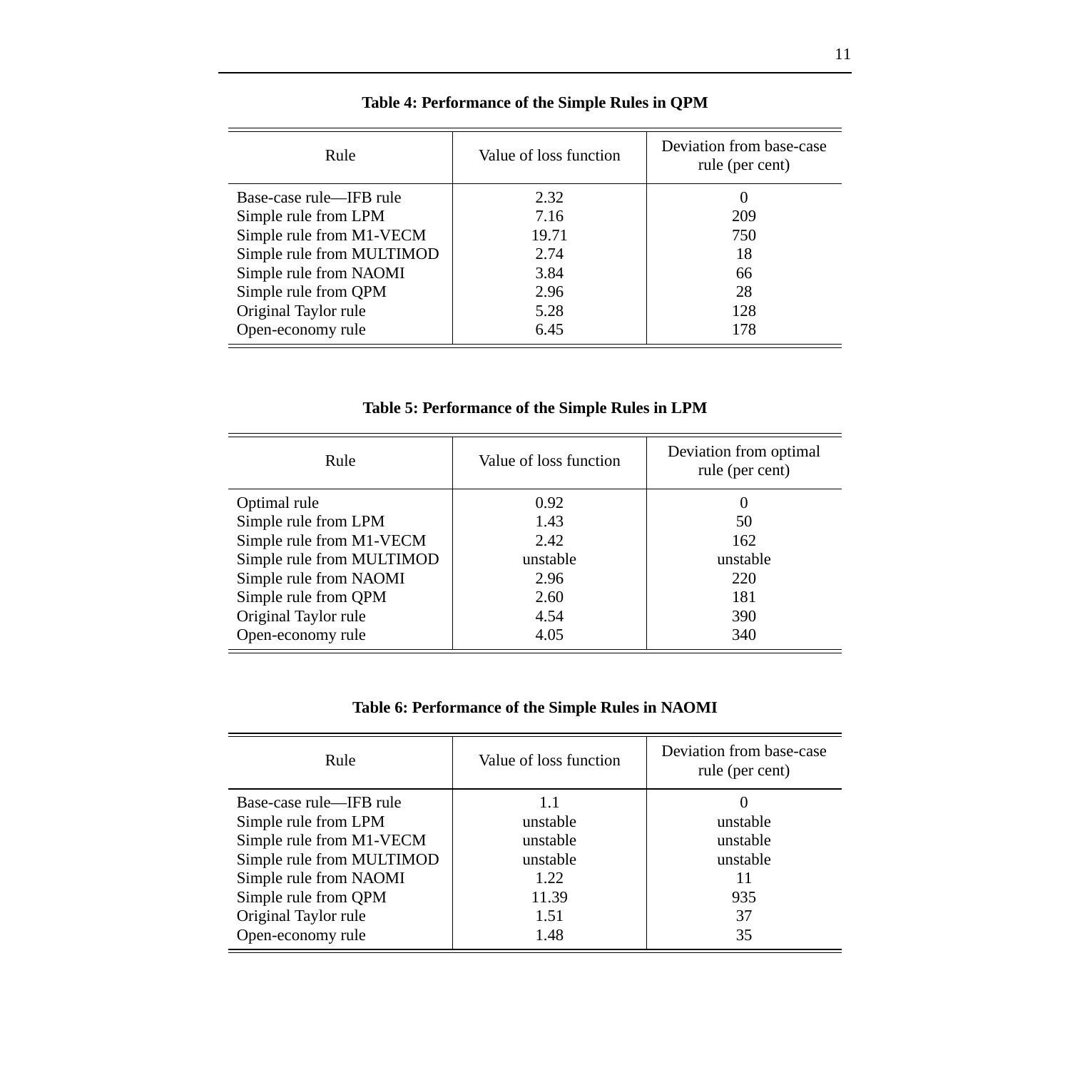**Table 4: Performance of the Simple Rules in QPM**

| Rule | Value of loss function | Deviation from base-case rule (per cent) |
|---|---|---|
| Base-case rule—IFB rule | 2.32 | 0 |
| Simple rule from LPM | 7.16 | 209 |
| Simple rule from M1-VECM | 19.71 | 750 |
| Simple rule from MULTIMOD | 2.74 | 18 |
| Simple rule from NAOMI | 3.84 | 66 |
| Simple rule from QPM | 2.96 | 28 |
| Original Taylor rule | 5.28 | 128 |
| Open-economy rule | 6.45 | 178 |

**Table 5: Performance of the Simple Rules in LPM**

| Rule | Value of loss function | Deviation from optimal rule (per cent) |
|---|---|---|
| Optimal rule | 0.92 | 0 |
| Simple rule from LPM | 1.43 | 50 |
| Simple rule from M1-VECM | 2.42 | 162 |
| Simple rule from MULTIMOD | unstable | unstable |
| Simple rule from NAOMI | 2.96 | 220 |
| Simple rule from QPM | 2.60 | 181 |
| Original Taylor rule | 4.54 | 390 |
| Open-economy rule | 4.05 | 340 |

**Table 6: Performance of the Simple Rules in NAOMI**

| Rule | Value of loss function | Deviation from base-case rule (per cent) |
|---|---|---|
| Base-case rule—IFB rule | 1.1 | 0 |
| Simple rule from LPM | unstable | unstable |
| Simple rule from M1-VECM | unstable | unstable |
| Simple rule from MULTIMOD | unstable | unstable |
| Simple rule from NAOMI | 1.22 | 11 |
| Simple rule from QPM | 11.39 | 935 |
| Original Taylor rule | 1.51 | 37 |
| Open-economy rule | 1.48 | 35 |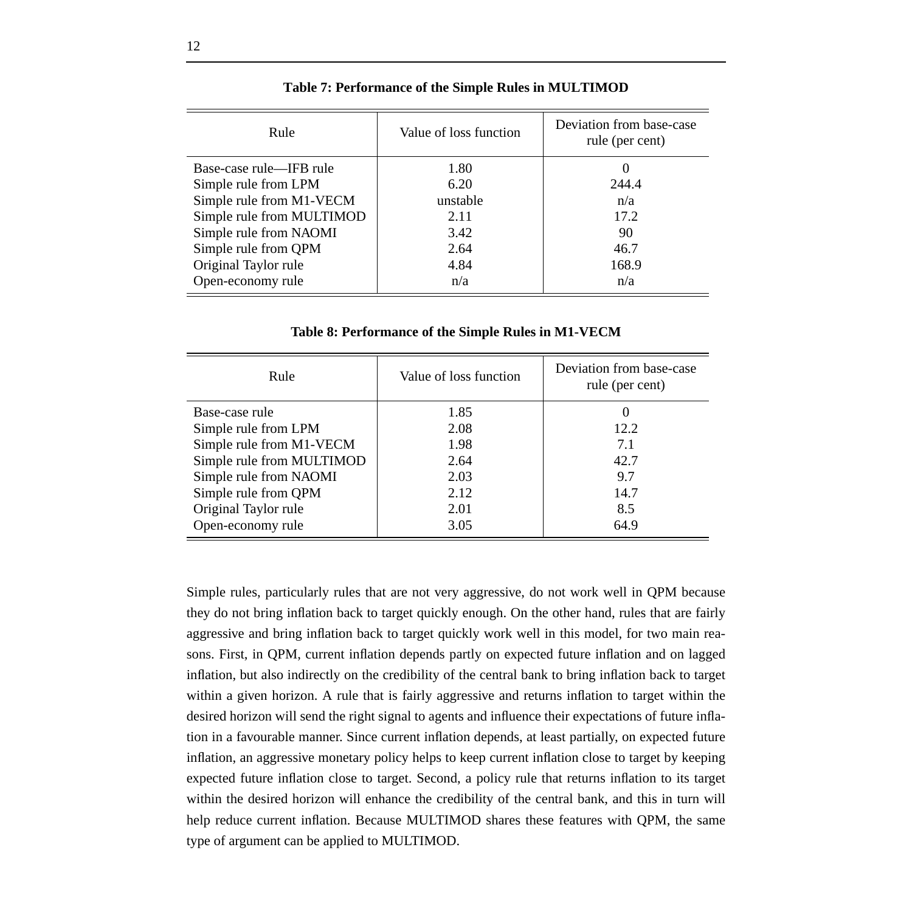**Table 7: Performance of the Simple Rules in MULTIMOD**

| Rule | Value of loss function | Deviation from base-case rule (per cent) |
|---|---|---|
| Base-case rule—IFB rule | 1.80 | 0 |
| Simple rule from LPM | 6.20 | 244.4 |
| Simple rule from M1-VECM | unstable | n/a |
| Simple rule from MULTIMOD | 2.11 | 17.2 |
| Simple rule from NAOMI | 3.42 | 90 |
| Simple rule from QPM | 2.64 | 46.7 |
| Original Taylor rule | 4.84 | 168.9 |
| Open-economy rule | n/a | n/a |

**Table 8: Performance of the Simple Rules in M1-VECM**

| Rule | Value of loss function | Deviation from base-case rule (per cent) |
|---|---|---|
| Base-case rule | 1.85 | 0 |
| Simple rule from LPM | 2.08 | 12.2 |
| Simple rule from M1-VECM | 1.98 | 7.1 |
| Simple rule from MULTIMOD | 2.64 | 42.7 |
| Simple rule from NAOMI | 2.03 | 9.7 |
| Simple rule from QPM | 2.12 | 14.7 |
| Original Taylor rule | 2.01 | 8.5 |
| Open-economy rule | 3.05 | 64.9 |

Simple rules, particularly rules that are not very aggressive, do not work well in QPM because they do not bring inflation back to target quickly enough. On the other hand, rules that are fairly aggressive and bring inflation back to target quickly work well in this model, for two main reasons. First, in QPM, current inflation depends partly on expected future inflation and on lagged inflation, but also indirectly on the credibility of the central bank to bring inflation back to target within a given horizon. A rule that is fairly aggressive and returns inflation to target within the desired horizon will send the right signal to agents and influence their expectations of future inflation in a favourable manner. Since current inflation depends, at least partially, on expected future inflation, an aggressive monetary policy helps to keep current inflation close to target by keeping expected future inflation close to target. Second, a policy rule that returns inflation to its target within the desired horizon will enhance the credibility of the central bank, and this in turn will help reduce current inflation. Because MULTIMOD shares these features with QPM, the same type of argument can be applied to MULTIMOD.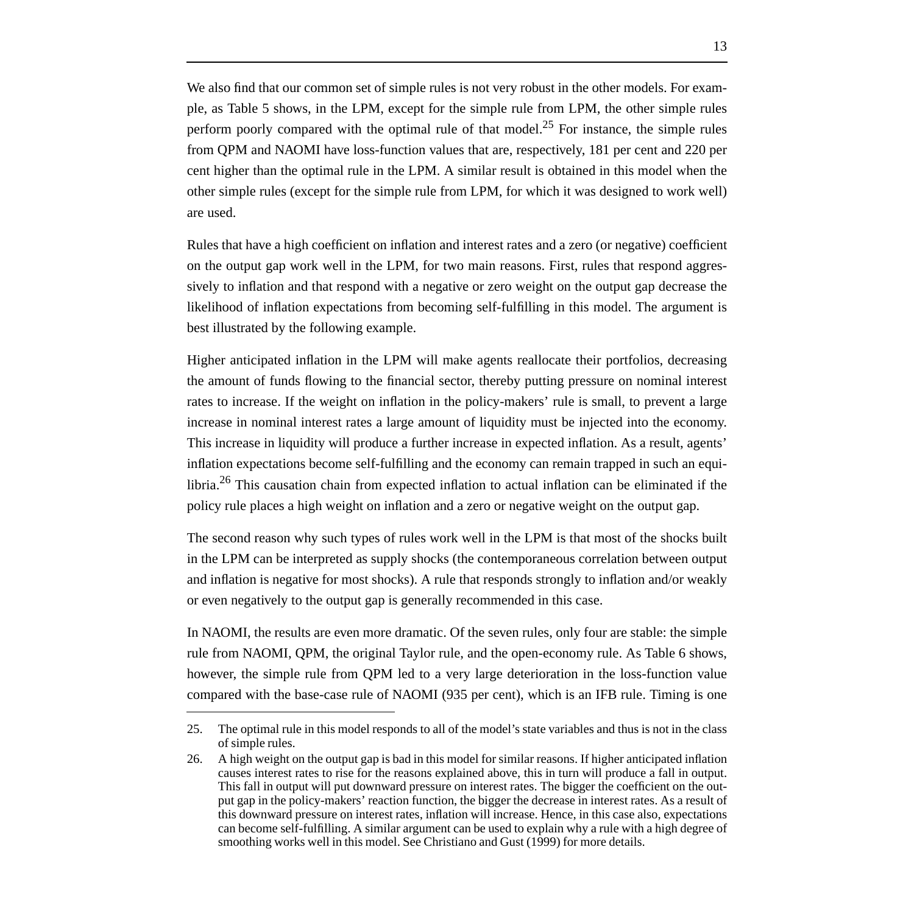We also find that our common set of simple rules is not very robust in the other models. For example, as Table 5 shows, in the LPM, except for the simple rule from LPM, the other simple rules perform poorly compared with the optimal rule of that model.[25] For instance, the simple rules from QPM and NAOMI have loss-function values that are, respectively, 181 per cent and 220 per cent higher than the optimal rule in the LPM. A similar result is obtained in this model when the other simple rules (except for the simple rule from LPM, for which it was designed to work well) are used.

Rules that have a high coefficient on inflation and interest rates and a zero (or negative) coefficient on the output gap work well in the LPM, for two main reasons. First, rules that respond aggressively to inflation and that respond with a negative or zero weight on the output gap decrease the likelihood of inflation expectations from becoming self-fulfilling in this model. The argument is best illustrated by the following example.

Higher anticipated inflation in the LPM will make agents reallocate their portfolios, decreasing the amount of funds flowing to the financial sector, thereby putting pressure on nominal interest rates to increase. If the weight on inflation in the policy-makers' rule is small, to prevent a large increase in nominal interest rates a large amount of liquidity must be injected into the economy. This increase in liquidity will produce a further increase in expected inflation. As a result, agents' inflation expectations become self-fulfilling and the economy can remain trapped in such an equilibria.[26] This causation chain from expected inflation to actual inflation can be eliminated if the policy rule places a high weight on inflation and a zero or negative weight on the output gap.

The second reason why such types of rules work well in the LPM is that most of the shocks built in the LPM can be interpreted as supply shocks (the contemporaneous correlation between output and inflation is negative for most shocks). A rule that responds strongly to inflation and/or weakly or even negatively to the output gap is generally recommended in this case.

In NAOMI, the results are even more dramatic. Of the seven rules, only four are stable: the simple rule from NAOMI, QPM, the original Taylor rule, and the open-economy rule. As Table 6 shows, however, the simple rule from QPM led to a very large deterioration in the loss-function value compared with the base-case rule of NAOMI (935 per cent), which is an IFB rule. Timing is one

---

25. The optimal rule in this model responds to all of the model's state variables and thus is not in the class of simple rules.

26. A high weight on the output gap is bad in this model for similar reasons. If higher anticipated inflation causes interest rates to rise for the reasons explained above, this in turn will produce a fall in output. This fall in output will put downward pressure on interest rates. The bigger the coefficient on the output gap in the policy-makers' reaction function, the bigger the decrease in interest rates. As a result of this downward pressure on interest rates, inflation will increase. Hence, in this case also, expectations can become self-fulfilling. A similar argument can be used to explain why a rule with a high degree of smoothing works well in this model. See Christiano and Gust (1999) for more details.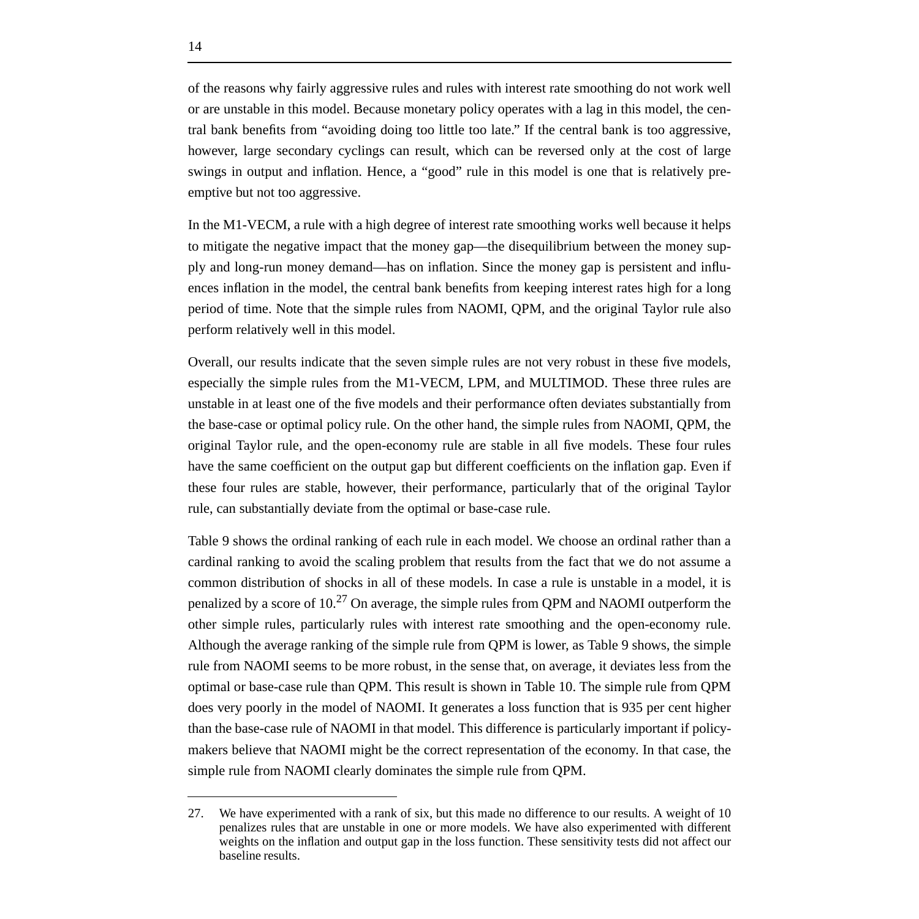of the reasons why fairly aggressive rules and rules with interest rate smoothing do not work well or are unstable in this model. Because monetary policy operates with a lag in this model, the central bank benefits from "avoiding doing too little too late." If the central bank is too aggressive, however, large secondary cyclings can result, which can be reversed only at the cost of large swings in output and inflation. Hence, a "good" rule in this model is one that is relatively preemptive but not too aggressive.

In the M1-VECM, a rule with a high degree of interest rate smoothing works well because it helps to mitigate the negative impact that the money gap—the disequilibrium between the money supply and long-run money demand—has on inflation. Since the money gap is persistent and influences inflation in the model, the central bank benefits from keeping interest rates high for a long period of time. Note that the simple rules from NAOMI, QPM, and the original Taylor rule also perform relatively well in this model.

Overall, our results indicate that the seven simple rules are not very robust in these five models, especially the simple rules from the M1-VECM, LPM, and MULTIMOD. These three rules are unstable in at least one of the five models and their performance often deviates substantially from the base-case or optimal policy rule. On the other hand, the simple rules from NAOMI, QPM, the original Taylor rule, and the open-economy rule are stable in all five models. These four rules have the same coefficient on the output gap but different coefficients on the inflation gap. Even if these four rules are stable, however, their performance, particularly that of the original Taylor rule, can substantially deviate from the optimal or base-case rule.

Table 9 shows the ordinal ranking of each rule in each model. We choose an ordinal rather than a cardinal ranking to avoid the scaling problem that results from the fact that we do not assume a common distribution of shocks in all of these models. In case a rule is unstable in a model, it is penalized by a score of 10.[27] On average, the simple rules from QPM and NAOMI outperform the other simple rules, particularly rules with interest rate smoothing and the open-economy rule. Although the average ranking of the simple rule from QPM is lower, as Table 9 shows, the simple rule from NAOMI seems to be more robust, in the sense that, on average, it deviates less from the optimal or base-case rule than QPM. This result is shown in Table 10. The simple rule from QPM does very poorly in the model of NAOMI. It generates a loss function that is 935 per cent higher than the base-case rule of NAOMI in that model. This difference is particularly important if policymakers believe that NAOMI might be the correct representation of the economy. In that case, the simple rule from NAOMI clearly dominates the simple rule from QPM.

27. We have experimented with a rank of six, but this made no difference to our results. A weight of 10 penalizes rules that are unstable in one or more models. We have also experimented with different weights on the inflation and output gap in the loss function. These sensitivity tests did not affect our baseline results.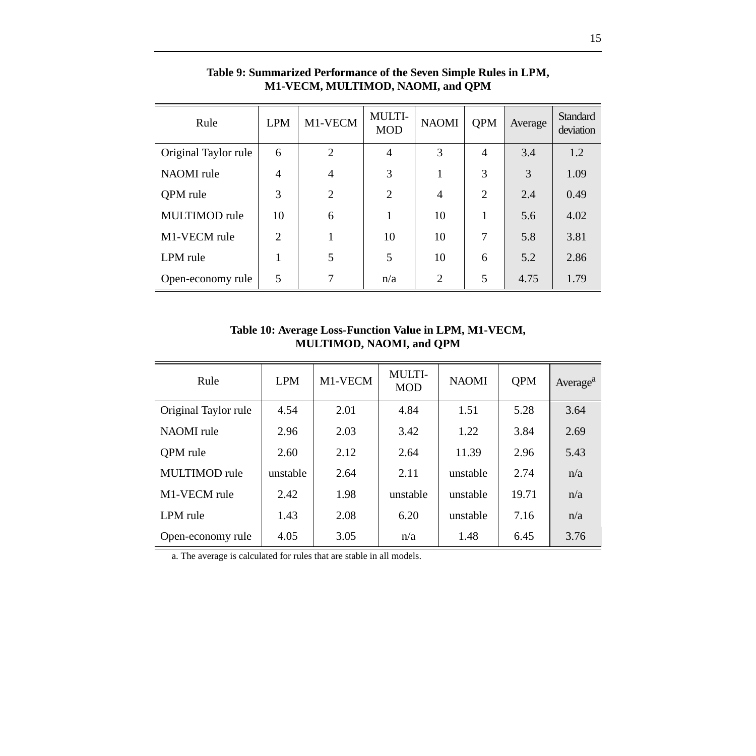**Table 9: Summarized Performance of the Seven Simple Rules in LPM, M1-VECM, MULTIMOD, NAOMI, and QPM**

| Rule | LPM | M1-VECM | MULTI-MOD | NAOMI | QPM | Average | Standard deviation |
|---|---|---|---|---|---|---|---|
| Original Taylor rule | 6 | 2 | 4 | 3 | 4 | 3.4 | 1.2 |
| NAOMI rule | 4 | 4 | 3 | 1 | 3 | 3 | 1.09 |
| QPM rule | 3 | 2 | 2 | 4 | 2 | 2.4 | 0.49 |
| MULTIMOD rule | 10 | 6 | 1 | 10 | 1 | 5.6 | 4.02 |
| M1-VECM rule | 2 | 1 | 10 | 10 | 7 | 5.8 | 3.81 |
| LPM rule | 1 | 5 | 5 | 10 | 6 | 5.2 | 2.86 |
| Open-economy rule | 5 | 7 | n/a | 2 | 5 | 4.75 | 1.79 |

**Table 10: Average Loss-Function Value in LPM, M1-VECM, MULTIMOD, NAOMI, and QPM**

| Rule | LPM | M1-VECM | MULTI-MOD | NAOMI | QPM | Average[a] |
|---|---|---|---|---|---|---|
| Original Taylor rule | 4.54 | 2.01 | 4.84 | 1.51 | 5.28 | 3.64 |
| NAOMI rule | 2.96 | 2.03 | 3.42 | 1.22 | 3.84 | 2.69 |
| QPM rule | 2.60 | 2.12 | 2.64 | 11.39 | 2.96 | 5.43 |
| MULTIMOD rule | unstable | 2.64 | 2.11 | unstable | 2.74 | n/a |
| M1-VECM rule | 2.42 | 1.98 | unstable | unstable | 19.71 | n/a |
| LPM rule | 1.43 | 2.08 | 6.20 | unstable | 7.16 | n/a |
| Open-economy rule | 4.05 | 3.05 | n/a | 1.48 | 6.45 | 3.76 |

a. The average is calculated for rules that are stable in all models.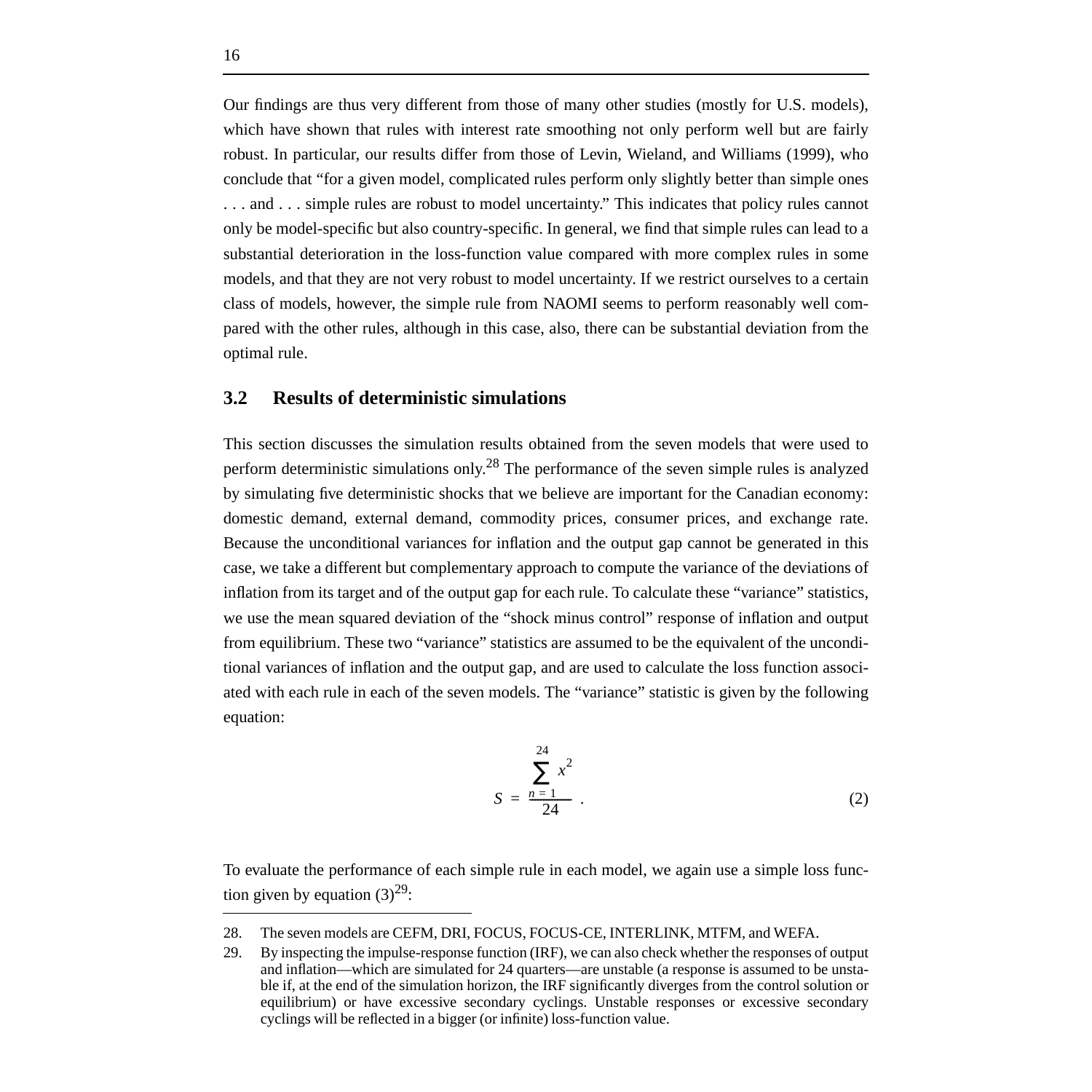Our findings are thus very different from those of many other studies (mostly for U.S. models), which have shown that rules with interest rate smoothing not only perform well but are fairly robust. In particular, our results differ from those of Levin, Wieland, and Williams (1999), who conclude that "for a given model, complicated rules perform only slightly better than simple ones . . . and . . . simple rules are robust to model uncertainty." This indicates that policy rules cannot only be model-specific but also country-specific. In general, we find that simple rules can lead to a substantial deterioration in the loss-function value compared with more complex rules in some models, and that they are not very robust to model uncertainty. If we restrict ourselves to a certain class of models, however, the simple rule from NAOMI seems to perform reasonably well compared with the other rules, although in this case, also, there can be substantial deviation from the optimal rule.

## 3.2 Results of deterministic simulations

This section discusses the simulation results obtained from the seven models that were used to perform deterministic simulations only.[28] The performance of the seven simple rules is analyzed by simulating five deterministic shocks that we believe are important for the Canadian economy: domestic demand, external demand, commodity prices, consumer prices, and exchange rate. Because the unconditional variances for inflation and the output gap cannot be generated in this case, we take a different but complementary approach to compute the variance of the deviations of inflation from its target and of the output gap for each rule. To calculate these "variance" statistics, we use the mean squared deviation of the "shock minus control" response of inflation and output from equilibrium. These two "variance" statistics are assumed to be the equivalent of the unconditional variances of inflation and the output gap, and are used to calculate the loss function associated with each rule in each of the seven models. The "variance" statistic is given by the following equation:

$$S = \frac{\sum_{n=1}^{24} x^2}{24} . \tag{2}$$

To evaluate the performance of each simple rule in each model, we again use a simple loss function given by equation (3)[29]:

---

28. The seven models are CEFM, DRI, FOCUS, FOCUS-CE, INTERLINK, MTFM, and WEFA.

29. By inspecting the impulse-response function (IRF), we can also check whether the responses of output and inflation—which are simulated for 24 quarters—are unstable (a response is assumed to be unstable if, at the end of the simulation horizon, the IRF significantly diverges from the control solution or equilibrium) or have excessive secondary cyclings. Unstable responses or excessive secondary cyclings will be reflected in a bigger (or infinite) loss-function value.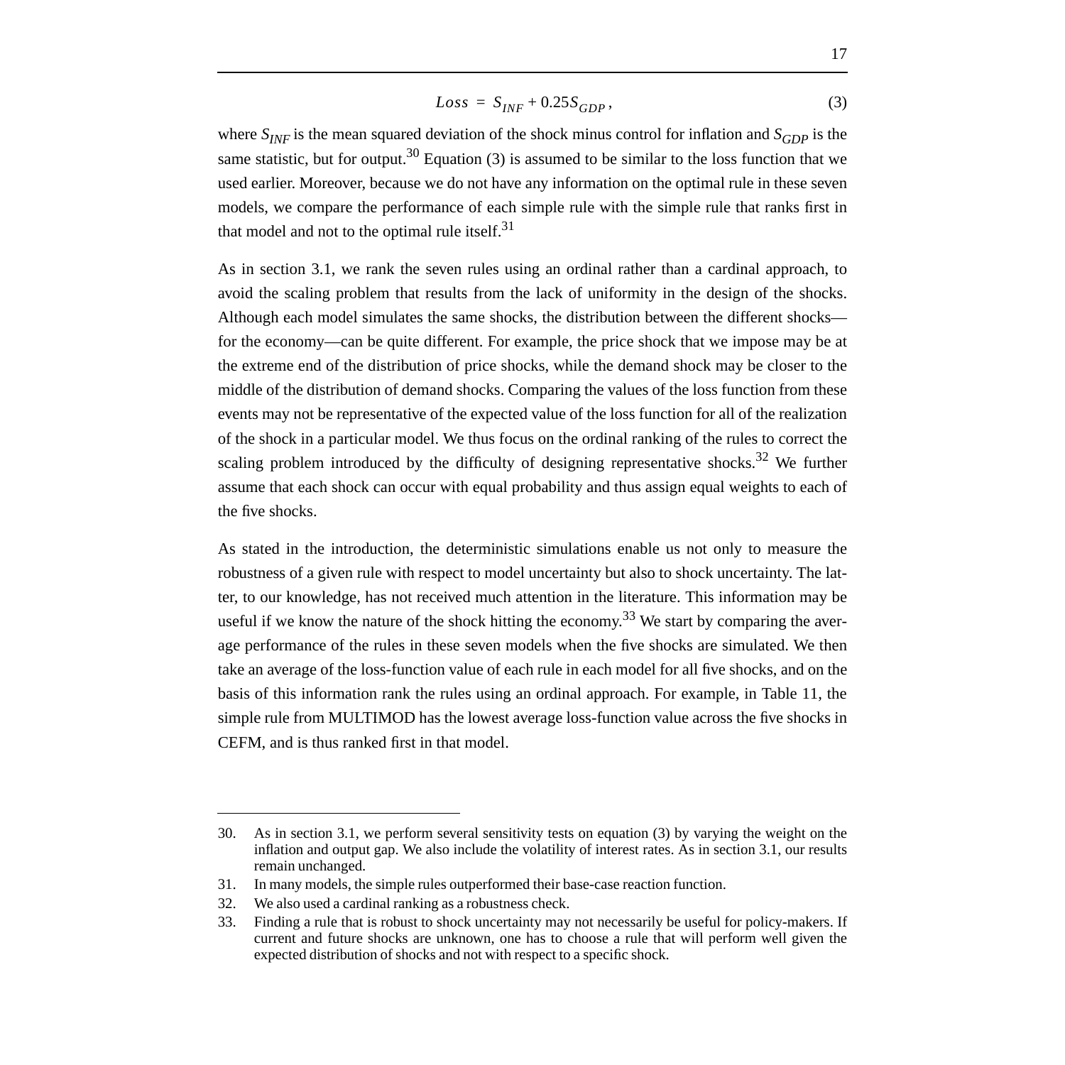$$Loss = S_{INF} + 0.25S_{GDP}, \tag{3}$$

where $S_{INF}$ is the mean squared deviation of the shock minus control for inflation and $S_{GDP}$ is the same statistic, but for output.[30] Equation (3) is assumed to be similar to the loss function that we used earlier. Moreover, because we do not have any information on the optimal rule in these seven models, we compare the performance of each simple rule with the simple rule that ranks first in that model and not to the optimal rule itself.[31]

As in section 3.1, we rank the seven rules using an ordinal rather than a cardinal approach, to avoid the scaling problem that results from the lack of uniformity in the design of the shocks. Although each model simulates the same shocks, the distribution between the different shocks—for the economy—can be quite different. For example, the price shock that we impose may be at the extreme end of the distribution of price shocks, while the demand shock may be closer to the middle of the distribution of demand shocks. Comparing the values of the loss function from these events may not be representative of the expected value of the loss function for all of the realization of the shock in a particular model. We thus focus on the ordinal ranking of the rules to correct the scaling problem introduced by the difficulty of designing representative shocks.[32] We further assume that each shock can occur with equal probability and thus assign equal weights to each of the five shocks.

As stated in the introduction, the deterministic simulations enable us not only to measure the robustness of a given rule with respect to model uncertainty but also to shock uncertainty. The latter, to our knowledge, has not received much attention in the literature. This information may be useful if we know the nature of the shock hitting the economy.[33] We start by comparing the average performance of the rules in these seven models when the five shocks are simulated. We then take an average of the loss-function value of each rule in each model for all five shocks, and on the basis of this information rank the rules using an ordinal approach. For example, in Table 11, the simple rule from MULTIMOD has the lowest average loss-function value across the five shocks in CEFM, and is thus ranked first in that model.

---

30. As in section 3.1, we perform several sensitivity tests on equation (3) by varying the weight on the inflation and output gap. We also include the volatility of interest rates. As in section 3.1, our results remain unchanged.

31. In many models, the simple rules outperformed their base-case reaction function.

32. We also used a cardinal ranking as a robustness check.

33. Finding a rule that is robust to shock uncertainty may not necessarily be useful for policy-makers. If current and future shocks are unknown, one has to choose a rule that will perform well given the expected distribution of shocks and not with respect to a specific shock.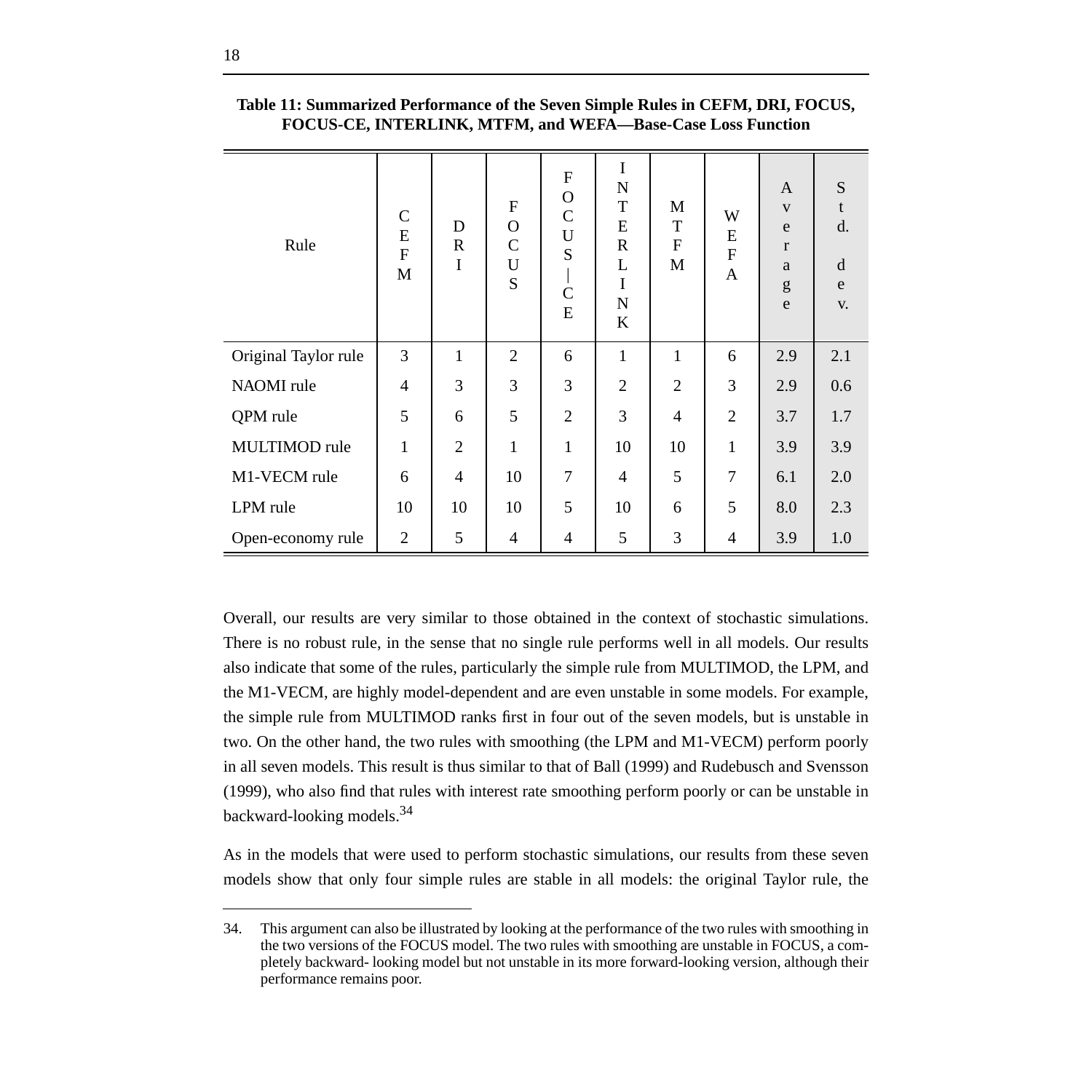**Table 11: Summarized Performance of the Seven Simple Rules in CEFM, DRI, FOCUS, FOCUS-CE, INTERLINK, MTFM, and WEFA—Base-Case Loss Function**

| Rule | CEFM | DRI | FOCUS | FOCUS-CE | INTERLINK | MTFM | WEFA | Average | Std. dev. |
|---|---|---|---|---|---|---|---|---|---|
| Original Taylor rule | 3 | 1 | 2 | 6 | 1 | 1 | 6 | 2.9 | 2.1 |
| NAOMI rule | 4 | 3 | 3 | 3 | 2 | 2 | 3 | 2.9 | 0.6 |
| QPM rule | 5 | 6 | 5 | 2 | 3 | 4 | 2 | 3.7 | 1.7 |
| MULTIMOD rule | 1 | 2 | 1 | 1 | 10 | 10 | 1 | 3.9 | 3.9 |
| M1-VECM rule | 6 | 4 | 10 | 7 | 4 | 5 | 7 | 6.1 | 2.0 |
| LPM rule | 10 | 10 | 10 | 5 | 10 | 6 | 5 | 8.0 | 2.3 |
| Open-economy rule | 2 | 5 | 4 | 4 | 5 | 3 | 4 | 3.9 | 1.0 |

Overall, our results are very similar to those obtained in the context of stochastic simulations. There is no robust rule, in the sense that no single rule performs well in all models. Our results also indicate that some of the rules, particularly the simple rule from MULTIMOD, the LPM, and the M1-VECM, are highly model-dependent and are even unstable in some models. For example, the simple rule from MULTIMOD ranks first in four out of the seven models, but is unstable in two. On the other hand, the two rules with smoothing (the LPM and M1-VECM) perform poorly in all seven models. This result is thus similar to that of Ball (1999) and Rudebusch and Svensson (1999), who also find that rules with interest rate smoothing perform poorly or can be unstable in backward-looking models.[34]

As in the models that were used to perform stochastic simulations, our results from these seven models show that only four simple rules are stable in all models: the original Taylor rule, the

34. This argument can also be illustrated by looking at the performance of the two rules with smoothing in the two versions of the FOCUS model. The two rules with smoothing are unstable in FOCUS, a completely backward- looking model but not unstable in its more forward-looking version, although their performance remains poor.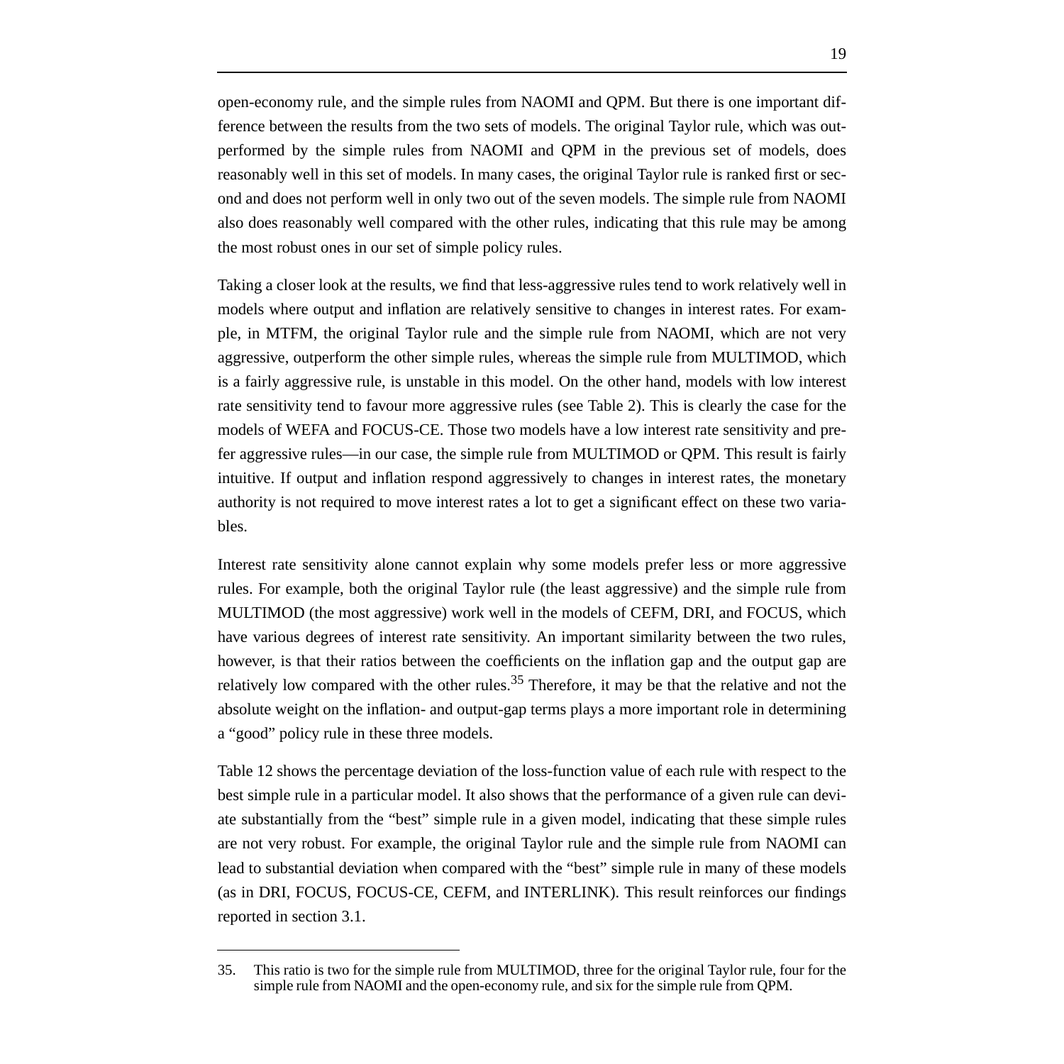open-economy rule, and the simple rules from NAOMI and QPM. But there is one important difference between the results from the two sets of models. The original Taylor rule, which was outperformed by the simple rules from NAOMI and QPM in the previous set of models, does reasonably well in this set of models. In many cases, the original Taylor rule is ranked first or second and does not perform well in only two out of the seven models. The simple rule from NAOMI also does reasonably well compared with the other rules, indicating that this rule may be among the most robust ones in our set of simple policy rules.

Taking a closer look at the results, we find that less-aggressive rules tend to work relatively well in models where output and inflation are relatively sensitive to changes in interest rates. For example, in MTFM, the original Taylor rule and the simple rule from NAOMI, which are not very aggressive, outperform the other simple rules, whereas the simple rule from MULTIMOD, which is a fairly aggressive rule, is unstable in this model. On the other hand, models with low interest rate sensitivity tend to favour more aggressive rules (see Table 2). This is clearly the case for the models of WEFA and FOCUS-CE. Those two models have a low interest rate sensitivity and prefer aggressive rules—in our case, the simple rule from MULTIMOD or QPM. This result is fairly intuitive. If output and inflation respond aggressively to changes in interest rates, the monetary authority is not required to move interest rates a lot to get a significant effect on these two variables.

Interest rate sensitivity alone cannot explain why some models prefer less or more aggressive rules. For example, both the original Taylor rule (the least aggressive) and the simple rule from MULTIMOD (the most aggressive) work well in the models of CEFM, DRI, and FOCUS, which have various degrees of interest rate sensitivity. An important similarity between the two rules, however, is that their ratios between the coefficients on the inflation gap and the output gap are relatively low compared with the other rules.[35] Therefore, it may be that the relative and not the absolute weight on the inflation- and output-gap terms plays a more important role in determining a "good" policy rule in these three models.

Table 12 shows the percentage deviation of the loss-function value of each rule with respect to the best simple rule in a particular model. It also shows that the performance of a given rule can deviate substantially from the "best" simple rule in a given model, indicating that these simple rules are not very robust. For example, the original Taylor rule and the simple rule from NAOMI can lead to substantial deviation when compared with the "best" simple rule in many of these models (as in DRI, FOCUS, FOCUS-CE, CEFM, and INTERLINK). This result reinforces our findings reported in section 3.1.

35. This ratio is two for the simple rule from MULTIMOD, three for the original Taylor rule, four for the simple rule from NAOMI and the open-economy rule, and six for the simple rule from QPM.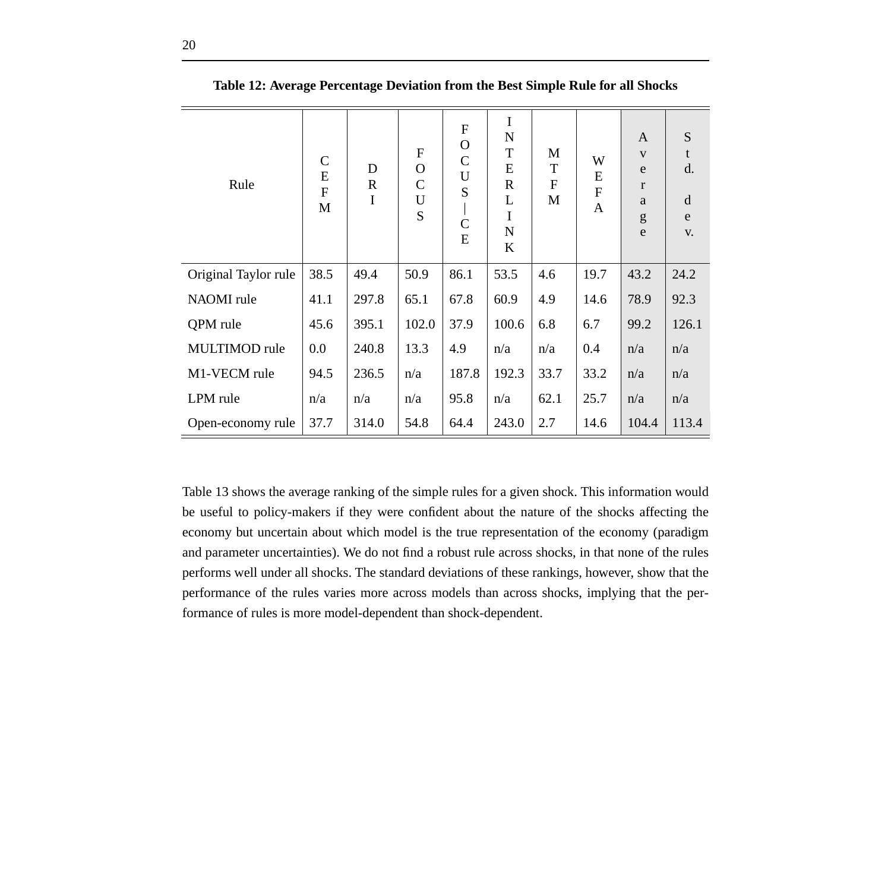**Table 12: Average Percentage Deviation from the Best Simple Rule for all Shocks**

| Rule | CEFM | DRI | FOCUS | FOCUS\|CE | INTERLINK | MTFM | WEFA | Average | Std. dev. |
|---|---|---|---|---|---|---|---|---|---|
| Original Taylor rule | 38.5 | 49.4 | 50.9 | 86.1 | 53.5 | 4.6 | 19.7 | 43.2 | 24.2 |
| NAOMI rule | 41.1 | 297.8 | 65.1 | 67.8 | 60.9 | 4.9 | 14.6 | 78.9 | 92.3 |
| QPM rule | 45.6 | 395.1 | 102.0 | 37.9 | 100.6 | 6.8 | 6.7 | 99.2 | 126.1 |
| MULTIMOD rule | 0.0 | 240.8 | 13.3 | 4.9 | n/a | n/a | 0.4 | n/a | n/a |
| M1-VECM rule | 94.5 | 236.5 | n/a | 187.8 | 192.3 | 33.7 | 33.2 | n/a | n/a |
| LPM rule | n/a | n/a | n/a | 95.8 | n/a | 62.1 | 25.7 | n/a | n/a |
| Open-economy rule | 37.7 | 314.0 | 54.8 | 64.4 | 243.0 | 2.7 | 14.6 | 104.4 | 113.4 |

Table 13 shows the average ranking of the simple rules for a given shock. This information would be useful to policy-makers if they were confident about the nature of the shocks affecting the economy but uncertain about which model is the true representation of the economy (paradigm and parameter uncertainties). We do not find a robust rule across shocks, in that none of the rules performs well under all shocks. The standard deviations of these rankings, however, show that the performance of the rules varies more across models than across shocks, implying that the performance of rules is more model-dependent than shock-dependent.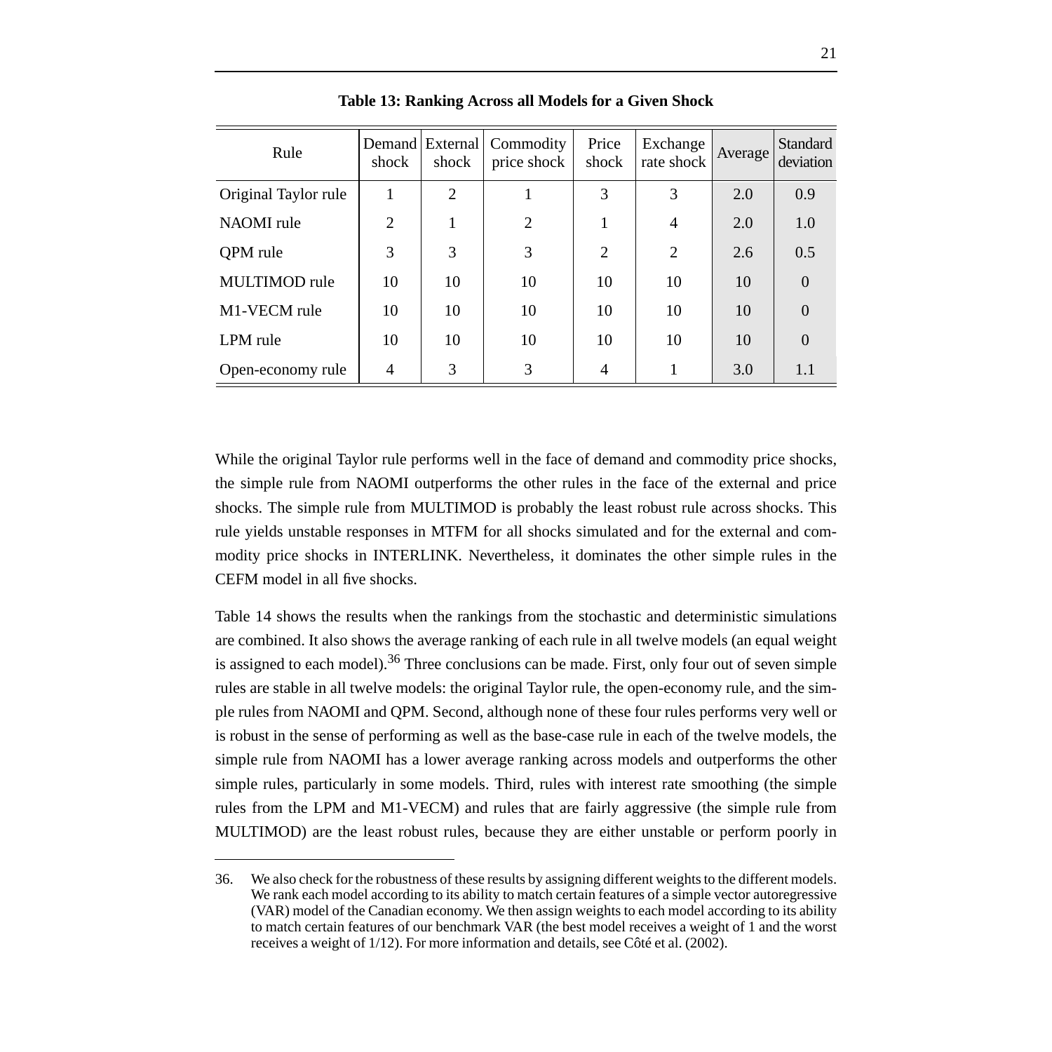**Table 13: Ranking Across all Models for a Given Shock**

| Rule | Demand shock | External shock | Commodity price shock | Price shock | Exchange rate shock | Average | Standard deviation |
|---|---|---|---|---|---|---|---|
| Original Taylor rule | 1 | 2 | 1 | 3 | 3 | 2.0 | 0.9 |
| NAOMI rule | 2 | 1 | 2 | 1 | 4 | 2.0 | 1.0 |
| QPM rule | 3 | 3 | 3 | 2 | 2 | 2.6 | 0.5 |
| MULTIMOD rule | 10 | 10 | 10 | 10 | 10 | 10 | 0 |
| M1-VECM rule | 10 | 10 | 10 | 10 | 10 | 10 | 0 |
| LPM rule | 10 | 10 | 10 | 10 | 10 | 10 | 0 |
| Open-economy rule | 4 | 3 | 3 | 4 | 1 | 3.0 | 1.1 |

While the original Taylor rule performs well in the face of demand and commodity price shocks, the simple rule from NAOMI outperforms the other rules in the face of the external and price shocks. The simple rule from MULTIMOD is probably the least robust rule across shocks. This rule yields unstable responses in MTFM for all shocks simulated and for the external and commodity price shocks in INTERLINK. Nevertheless, it dominates the other simple rules in the CEFM model in all five shocks.

Table 14 shows the results when the rankings from the stochastic and deterministic simulations are combined. It also shows the average ranking of each rule in all twelve models (an equal weight is assigned to each model).[36] Three conclusions can be made. First, only four out of seven simple rules are stable in all twelve models: the original Taylor rule, the open-economy rule, and the simple rules from NAOMI and QPM. Second, although none of these four rules performs very well or is robust in the sense of performing as well as the base-case rule in each of the twelve models, the simple rule from NAOMI has a lower average ranking across models and outperforms the other simple rules, particularly in some models. Third, rules with interest rate smoothing (the simple rules from the LPM and M1-VECM) and rules that are fairly aggressive (the simple rule from MULTIMOD) are the least robust rules, because they are either unstable or perform poorly in

---

36. We also check for the robustness of these results by assigning different weights to the different models. We rank each model according to its ability to match certain features of a simple vector autoregressive (VAR) model of the Canadian economy. We then assign weights to each model according to its ability to match certain features of our benchmark VAR (the best model receives a weight of 1 and the worst receives a weight of 1/12). For more information and details, see Côté et al. (2002).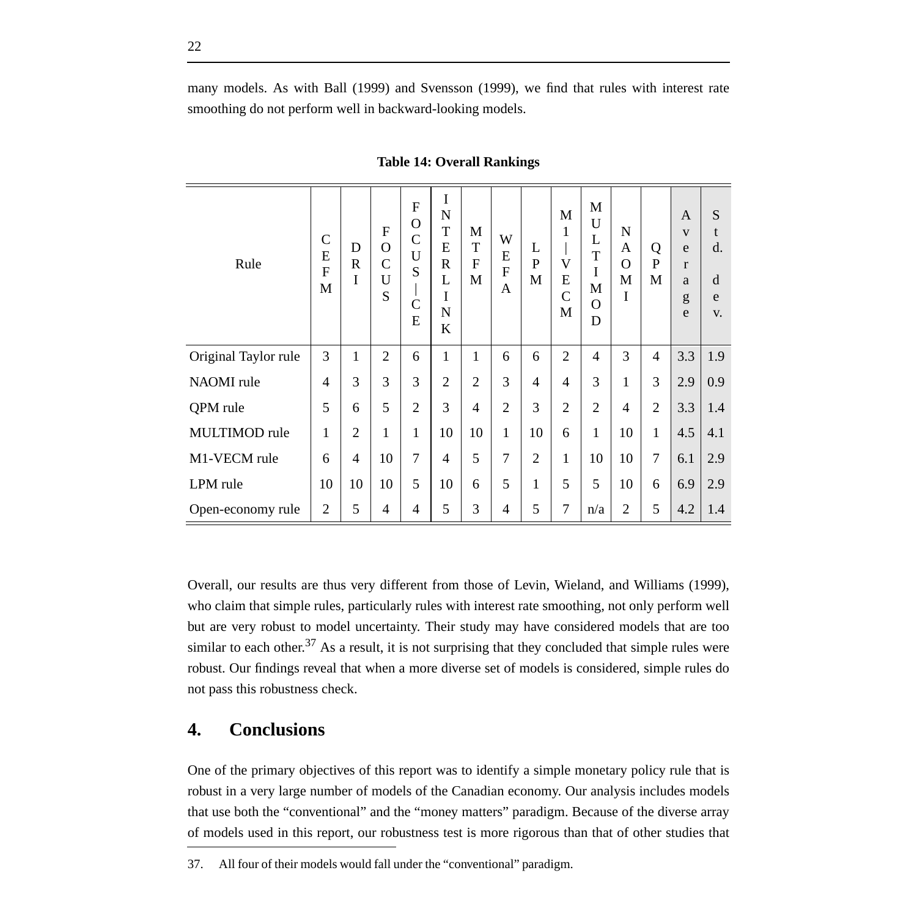many models. As with Ball (1999) and Svensson (1999), we find that rules with interest rate smoothing do not perform well in backward-looking models.

**Table 14: Overall Rankings**

| Rule | CEFM | DRI | FOCUS | FOCUS\|CE | INTERLINK | MTFM | WEFA | LPM | M1\|VECM | MULTIMOD | NAOMI | QPM | Average | Std. dev. |
|---|---|---|---|---|---|---|---|---|---|---|---|---|---|---|
| Original Taylor rule | 3 | 1 | 2 | 6 | 1 | 1 | 6 | 6 | 2 | 4 | 3 | 4 | 3.3 | 1.9 |
| NAOMI rule | 4 | 3 | 3 | 3 | 2 | 2 | 3 | 4 | 4 | 3 | 1 | 3 | 2.9 | 0.9 |
| QPM rule | 5 | 6 | 5 | 2 | 3 | 4 | 2 | 3 | 2 | 2 | 4 | 2 | 3.3 | 1.4 |
| MULTIMOD rule | 1 | 2 | 1 | 1 | 10 | 10 | 1 | 10 | 6 | 1 | 10 | 1 | 4.5 | 4.1 |
| M1-VECM rule | 6 | 4 | 10 | 7 | 4 | 5 | 7 | 2 | 1 | 10 | 10 | 7 | 6.1 | 2.9 |
| LPM rule | 10 | 10 | 10 | 5 | 10 | 6 | 5 | 1 | 5 | 5 | 10 | 6 | 6.9 | 2.9 |
| Open-economy rule | 2 | 5 | 4 | 4 | 5 | 3 | 4 | 5 | 7 | n/a | 2 | 5 | 4.2 | 1.4 |

Overall, our results are thus very different from those of Levin, Wieland, and Williams (1999), who claim that simple rules, particularly rules with interest rate smoothing, not only perform well but are very robust to model uncertainty. Their study may have considered models that are too similar to each other.[37] As a result, it is not surprising that they concluded that simple rules were robust. Our findings reveal that when a more diverse set of models is considered, simple rules do not pass this robustness check.

## 4. Conclusions

One of the primary objectives of this report was to identify a simple monetary policy rule that is robust in a very large number of models of the Canadian economy. Our analysis includes models that use both the "conventional" and the "money matters" paradigm. Because of the diverse array of models used in this report, our robustness test is more rigorous than that of other studies that

37. All four of their models would fall under the "conventional" paradigm.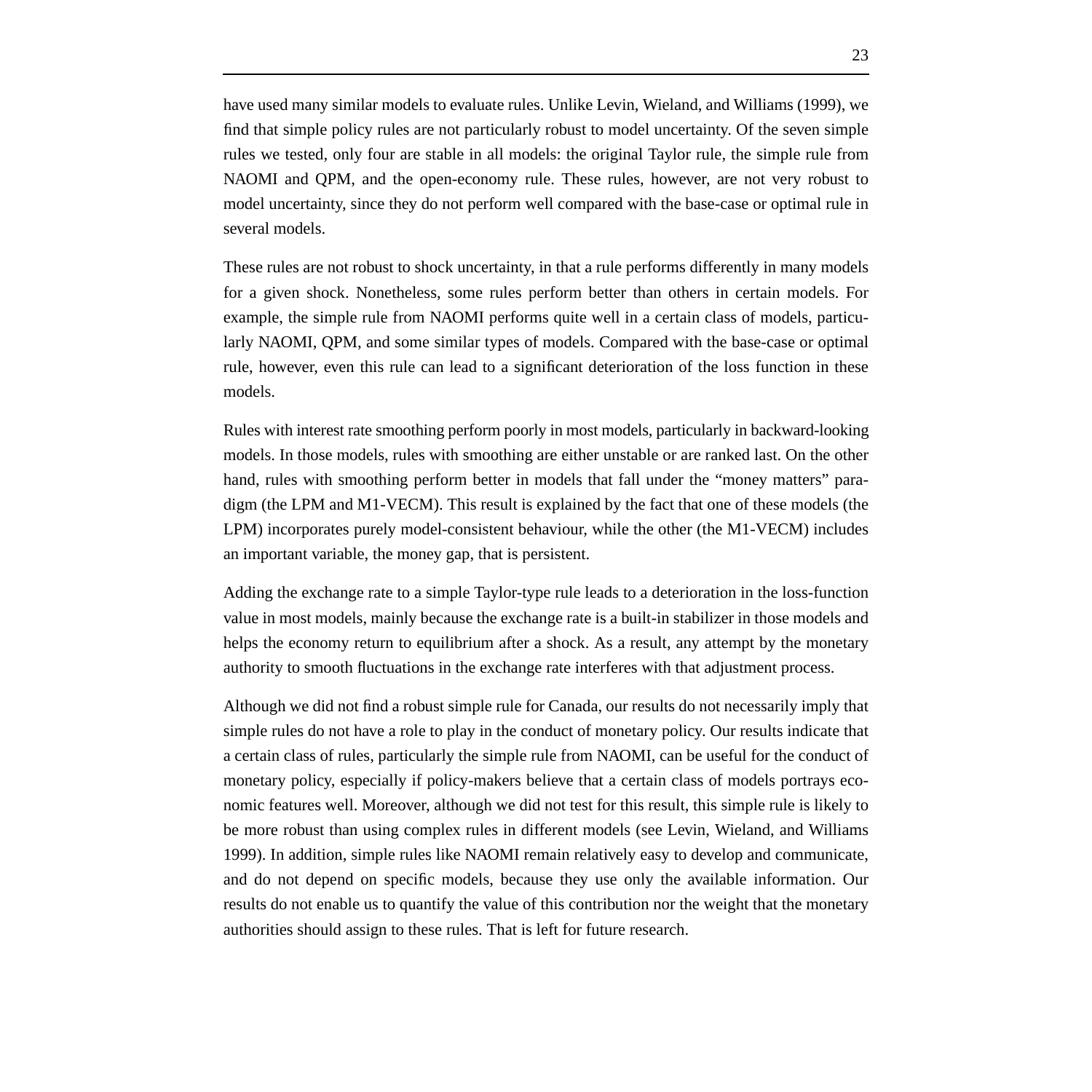have used many similar models to evaluate rules. Unlike Levin, Wieland, and Williams (1999), we find that simple policy rules are not particularly robust to model uncertainty. Of the seven simple rules we tested, only four are stable in all models: the original Taylor rule, the simple rule from NAOMI and QPM, and the open-economy rule. These rules, however, are not very robust to model uncertainty, since they do not perform well compared with the base-case or optimal rule in several models.

These rules are not robust to shock uncertainty, in that a rule performs differently in many models for a given shock. Nonetheless, some rules perform better than others in certain models. For example, the simple rule from NAOMI performs quite well in a certain class of models, particularly NAOMI, QPM, and some similar types of models. Compared with the base-case or optimal rule, however, even this rule can lead to a significant deterioration of the loss function in these models.

Rules with interest rate smoothing perform poorly in most models, particularly in backward-looking models. In those models, rules with smoothing are either unstable or are ranked last. On the other hand, rules with smoothing perform better in models that fall under the "money matters" paradigm (the LPM and M1-VECM). This result is explained by the fact that one of these models (the LPM) incorporates purely model-consistent behaviour, while the other (the M1-VECM) includes an important variable, the money gap, that is persistent.

Adding the exchange rate to a simple Taylor-type rule leads to a deterioration in the loss-function value in most models, mainly because the exchange rate is a built-in stabilizer in those models and helps the economy return to equilibrium after a shock. As a result, any attempt by the monetary authority to smooth fluctuations in the exchange rate interferes with that adjustment process.

Although we did not find a robust simple rule for Canada, our results do not necessarily imply that simple rules do not have a role to play in the conduct of monetary policy. Our results indicate that a certain class of rules, particularly the simple rule from NAOMI, can be useful for the conduct of monetary policy, especially if policy-makers believe that a certain class of models portrays economic features well. Moreover, although we did not test for this result, this simple rule is likely to be more robust than using complex rules in different models (see Levin, Wieland, and Williams 1999). In addition, simple rules like NAOMI remain relatively easy to develop and communicate, and do not depend on specific models, because they use only the available information. Our results do not enable us to quantify the value of this contribution nor the weight that the monetary authorities should assign to these rules. That is left for future research.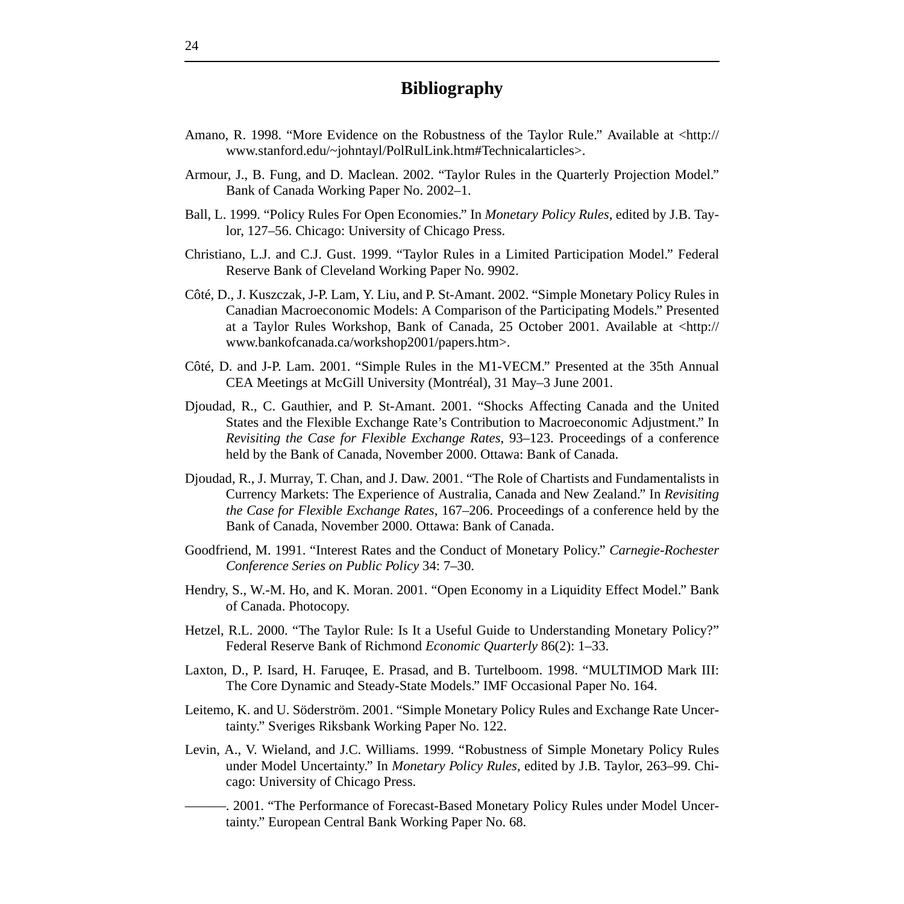# Bibliography

Amano, R. 1998. "More Evidence on the Robustness of the Taylor Rule." Available at <http://www.stanford.edu/~johntayl/PolRulLink.htm#Technicalarticles>.

Armour, J., B. Fung, and D. Maclean. 2002. "Taylor Rules in the Quarterly Projection Model." Bank of Canada Working Paper No. 2002–1.

Ball, L. 1999. "Policy Rules For Open Economies." In *Monetary Policy Rules*, edited by J.B. Taylor, 127–56. Chicago: University of Chicago Press.

Christiano, L.J. and C.J. Gust. 1999. "Taylor Rules in a Limited Participation Model." Federal Reserve Bank of Cleveland Working Paper No. 9902.

Côté, D., J. Kuszczak, J-P. Lam, Y. Liu, and P. St-Amant. 2002. "Simple Monetary Policy Rules in Canadian Macroeconomic Models: A Comparison of the Participating Models." Presented at a Taylor Rules Workshop, Bank of Canada, 25 October 2001. Available at <http://www.bankofcanada.ca/workshop2001/papers.htm>.

Côté, D. and J-P. Lam. 2001. "Simple Rules in the M1-VECM." Presented at the 35th Annual CEA Meetings at McGill University (Montréal), 31 May–3 June 2001.

Djoudad, R., C. Gauthier, and P. St-Amant. 2001. "Shocks Affecting Canada and the United States and the Flexible Exchange Rate's Contribution to Macroeconomic Adjustment." In *Revisiting the Case for Flexible Exchange Rates*, 93–123. Proceedings of a conference held by the Bank of Canada, November 2000. Ottawa: Bank of Canada.

Djoudad, R., J. Murray, T. Chan, and J. Daw. 2001. "The Role of Chartists and Fundamentalists in Currency Markets: The Experience of Australia, Canada and New Zealand." In *Revisiting the Case for Flexible Exchange Rates*, 167–206. Proceedings of a conference held by the Bank of Canada, November 2000. Ottawa: Bank of Canada.

Goodfriend, M. 1991. "Interest Rates and the Conduct of Monetary Policy." *Carnegie-Rochester Conference Series on Public Policy* 34: 7–30.

Hendry, S., W.-M. Ho, and K. Moran. 2001. "Open Economy in a Liquidity Effect Model." Bank of Canada. Photocopy.

Hetzel, R.L. 2000. "The Taylor Rule: Is It a Useful Guide to Understanding Monetary Policy?" Federal Reserve Bank of Richmond *Economic Quarterly* 86(2): 1–33.

Laxton, D., P. Isard, H. Faruqee, E. Prasad, and B. Turtelboom. 1998. "MULTIMOD Mark III: The Core Dynamic and Steady-State Models." IMF Occasional Paper No. 164.

Leitemo, K. and U. Söderström. 2001. "Simple Monetary Policy Rules and Exchange Rate Uncertainty." Sveriges Riksbank Working Paper No. 122.

Levin, A., V. Wieland, and J.C. Williams. 1999. "Robustness of Simple Monetary Policy Rules under Model Uncertainty." In *Monetary Policy Rules*, edited by J.B. Taylor, 263–99. Chicago: University of Chicago Press.

———. 2001. "The Performance of Forecast-Based Monetary Policy Rules under Model Uncertainty." European Central Bank Working Paper No. 68.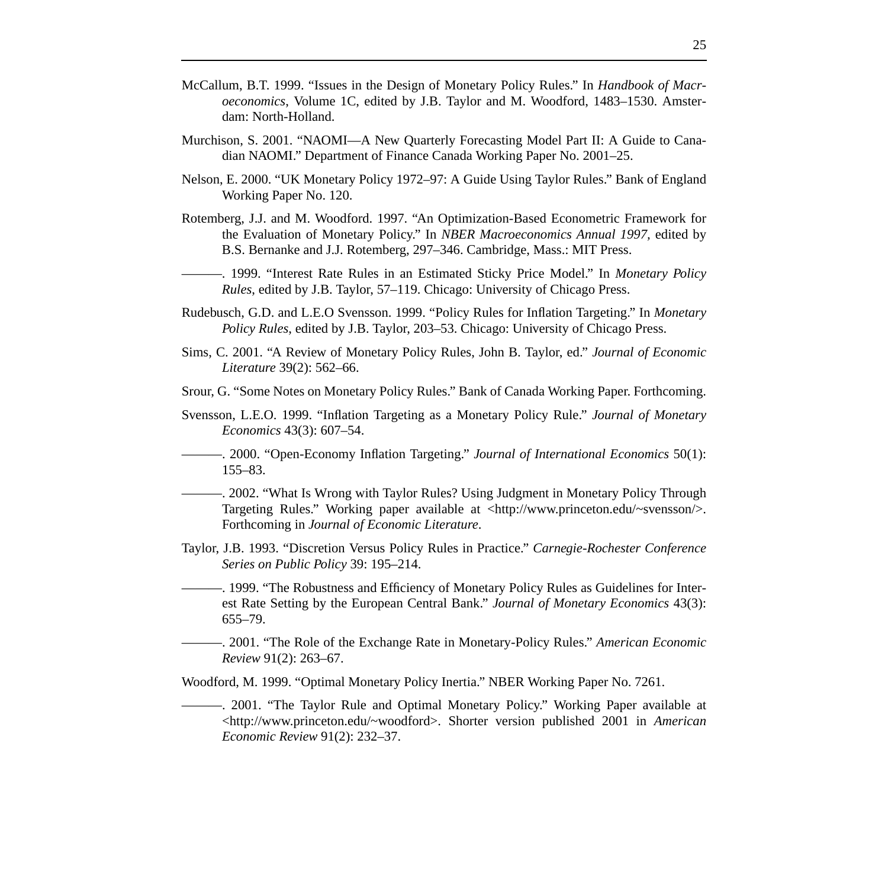McCallum, B.T. 1999. "Issues in the Design of Monetary Policy Rules." In *Handbook of Macroeconomics*, Volume 1C, edited by J.B. Taylor and M. Woodford, 1483–1530. Amsterdam: North-Holland.

Murchison, S. 2001. "NAOMI—A New Quarterly Forecasting Model Part II: A Guide to Canadian NAOMI." Department of Finance Canada Working Paper No. 2001–25.

Nelson, E. 2000. "UK Monetary Policy 1972–97: A Guide Using Taylor Rules." Bank of England Working Paper No. 120.

Rotemberg, J.J. and M. Woodford. 1997. "An Optimization-Based Econometric Framework for the Evaluation of Monetary Policy." In *NBER Macroeconomics Annual 1997*, edited by B.S. Bernanke and J.J. Rotemberg, 297–346. Cambridge, Mass.: MIT Press.

———. 1999. "Interest Rate Rules in an Estimated Sticky Price Model." In *Monetary Policy Rules*, edited by J.B. Taylor, 57–119. Chicago: University of Chicago Press.

Rudebusch, G.D. and L.E.O Svensson. 1999. "Policy Rules for Inflation Targeting." In *Monetary Policy Rules*, edited by J.B. Taylor, 203–53. Chicago: University of Chicago Press.

Sims, C. 2001. "A Review of Monetary Policy Rules, John B. Taylor, ed." *Journal of Economic Literature* 39(2): 562–66.

Srour, G. "Some Notes on Monetary Policy Rules." Bank of Canada Working Paper. Forthcoming.

Svensson, L.E.O. 1999. "Inflation Targeting as a Monetary Policy Rule." *Journal of Monetary Economics* 43(3): 607–54.

———. 2000. "Open-Economy Inflation Targeting." *Journal of International Economics* 50(1): 155–83.

———. 2002. "What Is Wrong with Taylor Rules? Using Judgment in Monetary Policy Through Targeting Rules." Working paper available at <http://www.princeton.edu/~svensson/>. Forthcoming in *Journal of Economic Literature*.

Taylor, J.B. 1993. "Discretion Versus Policy Rules in Practice." *Carnegie-Rochester Conference Series on Public Policy* 39: 195–214.

———. 1999. "The Robustness and Efficiency of Monetary Policy Rules as Guidelines for Interest Rate Setting by the European Central Bank." *Journal of Monetary Economics* 43(3): 655–79.

———. 2001. "The Role of the Exchange Rate in Monetary-Policy Rules." *American Economic Review* 91(2): 263–67.

Woodford, M. 1999. "Optimal Monetary Policy Inertia." NBER Working Paper No. 7261.

———. 2001. "The Taylor Rule and Optimal Monetary Policy." Working Paper available at <http://www.princeton.edu/~woodford>. Shorter version published 2001 in *American Economic Review* 91(2): 232–37.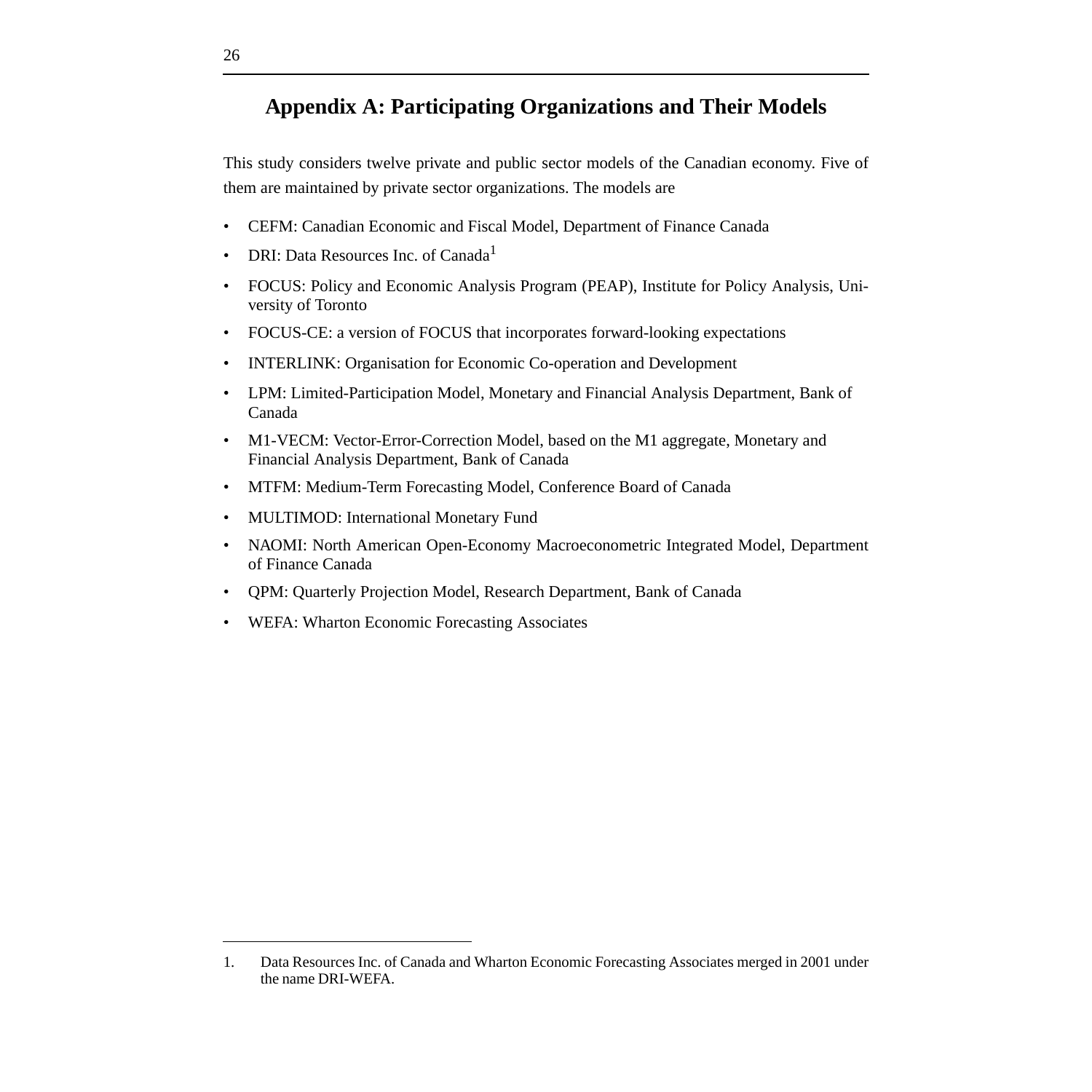# Appendix A: Participating Organizations and Their Models

This study considers twelve private and public sector models of the Canadian economy. Five of them are maintained by private sector organizations. The models are

- CEFM: Canadian Economic and Fiscal Model, Department of Finance Canada
- DRI: Data Resources Inc. of Canada[1]
- FOCUS: Policy and Economic Analysis Program (PEAP), Institute for Policy Analysis, University of Toronto
- FOCUS-CE: a version of FOCUS that incorporates forward-looking expectations
- INTERLINK: Organisation for Economic Co-operation and Development
- LPM: Limited-Participation Model, Monetary and Financial Analysis Department, Bank of Canada
- M1-VECM: Vector-Error-Correction Model, based on the M1 aggregate, Monetary and Financial Analysis Department, Bank of Canada
- MTFM: Medium-Term Forecasting Model, Conference Board of Canada
- MULTIMOD: International Monetary Fund
- NAOMI: North American Open-Economy Macroeconometric Integrated Model, Department of Finance Canada
- QPM: Quarterly Projection Model, Research Department, Bank of Canada
- WEFA: Wharton Economic Forecasting Associates

1. Data Resources Inc. of Canada and Wharton Economic Forecasting Associates merged in 2001 under the name DRI-WEFA.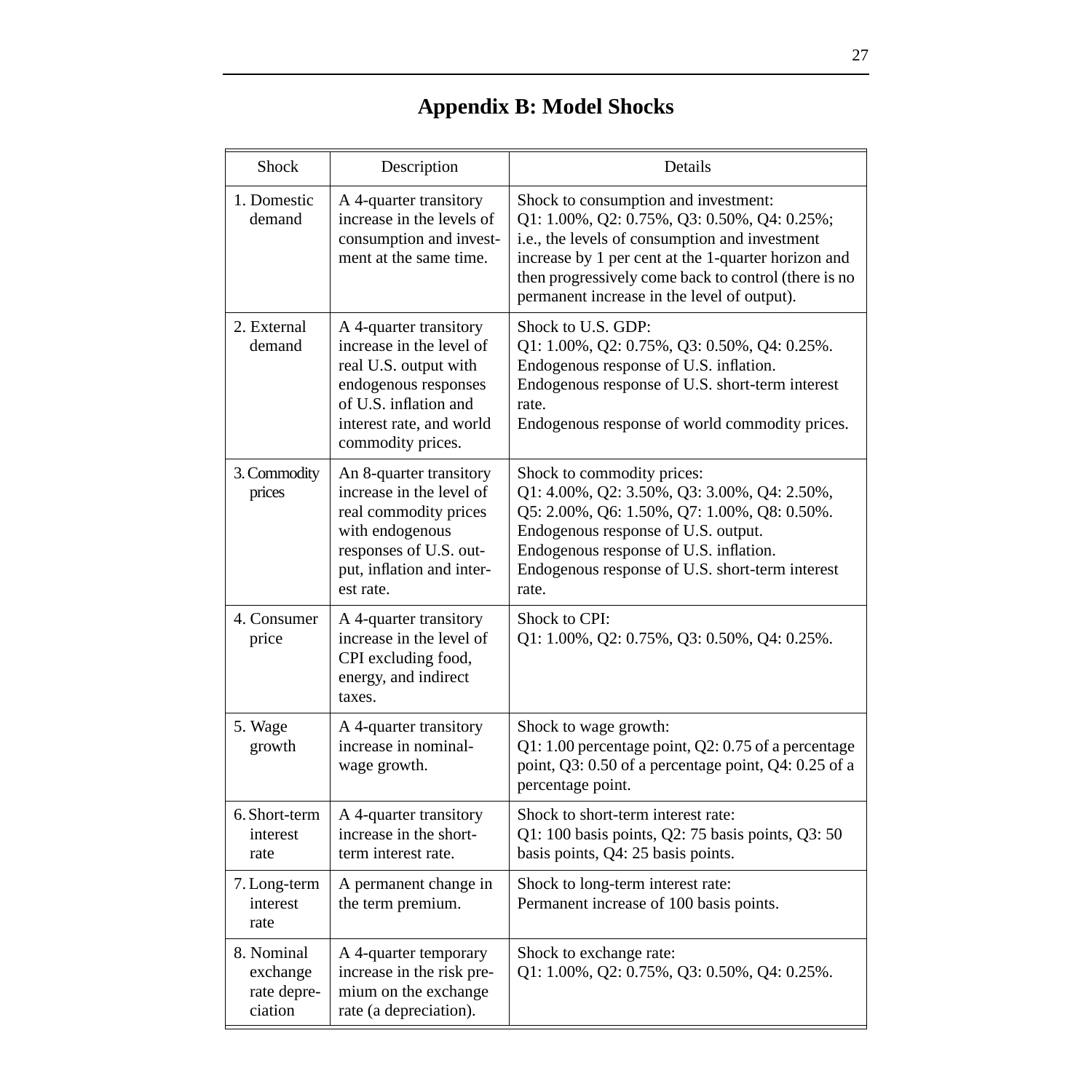# Appendix B: Model Shocks

| Shock | Description | Details |
|---|---|---|
| 1. Domestic demand | A 4-quarter transitory increase in the levels of consumption and investment at the same time. | Shock to consumption and investment: Q1: 1.00%, Q2: 0.75%, Q3: 0.50%, Q4: 0.25%; i.e., the levels of consumption and investment increase by 1 per cent at the 1-quarter horizon and then progressively come back to control (there is no permanent increase in the level of output). |
| 2. External demand | A 4-quarter transitory increase in the level of real U.S. output with endogenous responses of U.S. inflation and interest rate, and world commodity prices. | Shock to U.S. GDP: Q1: 1.00%, Q2: 0.75%, Q3: 0.50%, Q4: 0.25%. Endogenous response of U.S. inflation. Endogenous response of U.S. short-term interest rate. Endogenous response of world commodity prices. |
| 3. Commodity prices | An 8-quarter transitory increase in the level of real commodity prices with endogenous responses of U.S. output, inflation and interest rate. | Shock to commodity prices: Q1: 4.00%, Q2: 3.50%, Q3: 3.00%, Q4: 2.50%, Q5: 2.00%, Q6: 1.50%, Q7: 1.00%, Q8: 0.50%. Endogenous response of U.S. output. Endogenous response of U.S. inflation. Endogenous response of U.S. short-term interest rate. |
| 4. Consumer price | A 4-quarter transitory increase in the level of CPI excluding food, energy, and indirect taxes. | Shock to CPI: Q1: 1.00%, Q2: 0.75%, Q3: 0.50%, Q4: 0.25%. |
| 5. Wage growth | A 4-quarter transitory increase in nominal-wage growth. | Shock to wage growth: Q1: 1.00 percentage point, Q2: 0.75 of a percentage point, Q3: 0.50 of a percentage point, Q4: 0.25 of a percentage point. |
| 6. Short-term interest rate | A 4-quarter transitory increase in the short-term interest rate. | Shock to short-term interest rate: Q1: 100 basis points, Q2: 75 basis points, Q3: 50 basis points, Q4: 25 basis points. |
| 7. Long-term interest rate | A permanent change in the term premium. | Shock to long-term interest rate: Permanent increase of 100 basis points. |
| 8. Nominal exchange rate depreciation | A 4-quarter temporary increase in the risk premium on the exchange rate (a depreciation). | Shock to exchange rate: Q1: 1.00%, Q2: 0.75%, Q3: 0.50%, Q4: 0.25%. |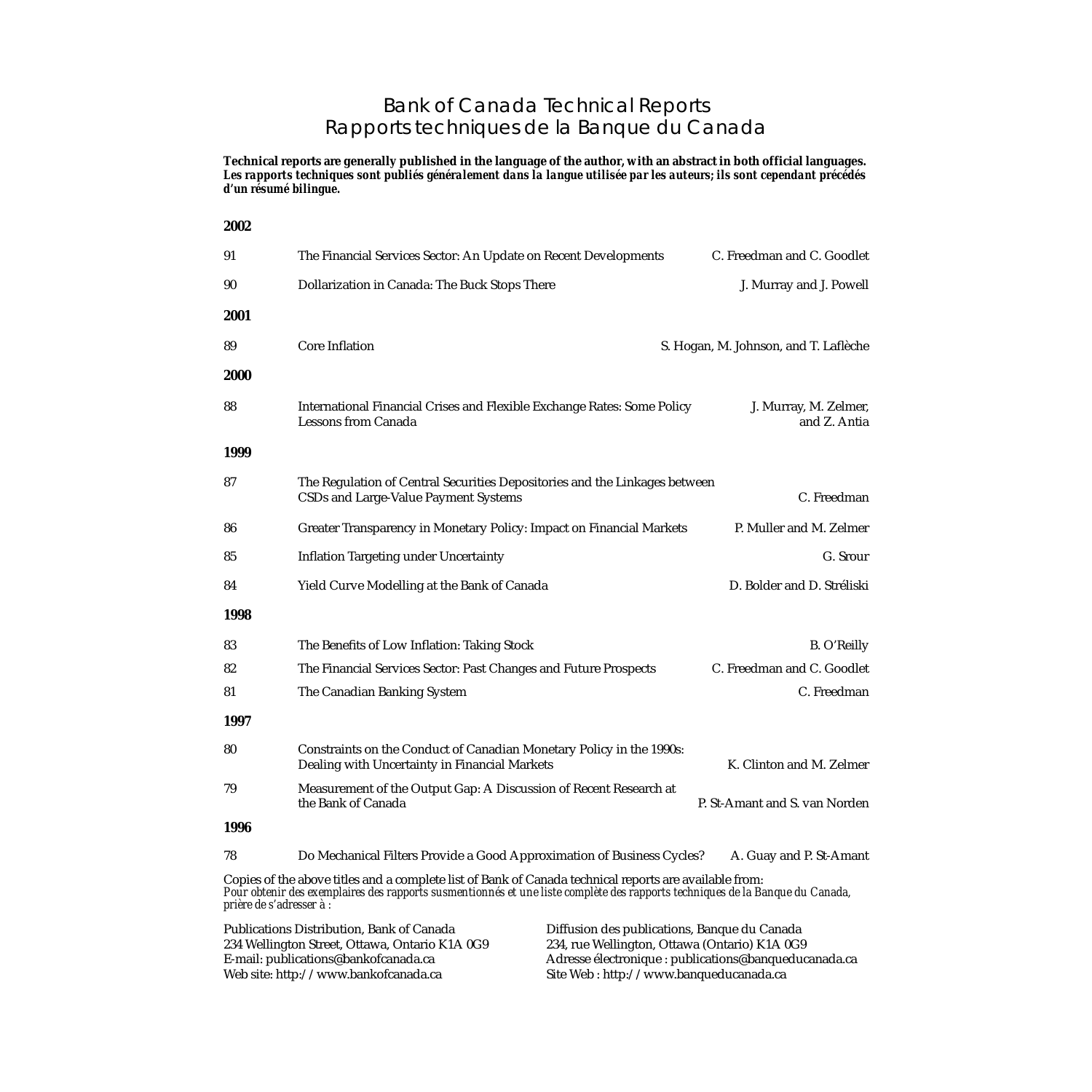# Bank of Canada Technical Reports
# Rapports techniques de la Banque du Canada

**Technical reports are generally published in the language of the author, with an abstract in both official languages.**
***Les rapports techniques sont publiés généralement dans la langue utilisée par les auteurs; ils sont cependant précédés d'un résumé bilingue.***

**2002**

| | | |
|---|---|---|
| 91 | The Financial Services Sector: An Update on Recent Developments | C. Freedman and C. Goodlet |
| 90 | Dollarization in Canada: The Buck Stops There | J. Murray and J. Powell |

**2001**

| | | |
|---|---|---|
| 89 | Core Inflation | S. Hogan, M. Johnson, and T. Laflèche |

**2000**

| | | |
|---|---|---|
| 88 | International Financial Crises and Flexible Exchange Rates: Some Policy Lessons from Canada | J. Murray, M. Zelmer, and Z. Antia |

**1999**

| | | |
|---|---|---|
| 87 | The Regulation of Central Securities Depositories and the Linkages between CSDs and Large-Value Payment Systems | C. Freedman |
| 86 | Greater Transparency in Monetary Policy: Impact on Financial Markets | P. Muller and M. Zelmer |
| 85 | Inflation Targeting under Uncertainty | G. Srour |
| 84 | Yield Curve Modelling at the Bank of Canada | D. Bolder and D. Stréliski |

**1998**

| | | |
|---|---|---|
| 83 | The Benefits of Low Inflation: Taking Stock | B. O'Reilly |
| 82 | The Financial Services Sector: Past Changes and Future Prospects | C. Freedman and C. Goodlet |
| 81 | The Canadian Banking System | C. Freedman |

**1997**

| | | |
|---|---|---|
| 80 | Constraints on the Conduct of Canadian Monetary Policy in the 1990s: Dealing with Uncertainty in Financial Markets | K. Clinton and M. Zelmer |
| 79 | Measurement of the Output Gap: A Discussion of Recent Research at the Bank of Canada | P. St-Amant and S. van Norden |

**1996**

| | | |
|---|---|---|
| 78 | Do Mechanical Filters Provide a Good Approximation of Business Cycles? | A. Guay and P. St-Amant |

Copies of the above titles and a complete list of Bank of Canada technical reports are available from:
*Pour obtenir des exemplaires des rapports susmentionnés et une liste complète des rapports techniques de la Banque du Canada, prière de s'adresser à :*

Publications Distribution, Bank of Canada
234 Wellington Street, Ottawa, Ontario K1A 0G9
E-mail: publications@bankofcanada.ca
Web site: http://www.bankofcanada.ca

Diffusion des publications, Banque du Canada
234, rue Wellington, Ottawa (Ontario) K1A 0G9
Adresse électronique : publications@banqueducanada.ca
Site Web : http://www.banqueducanada.ca